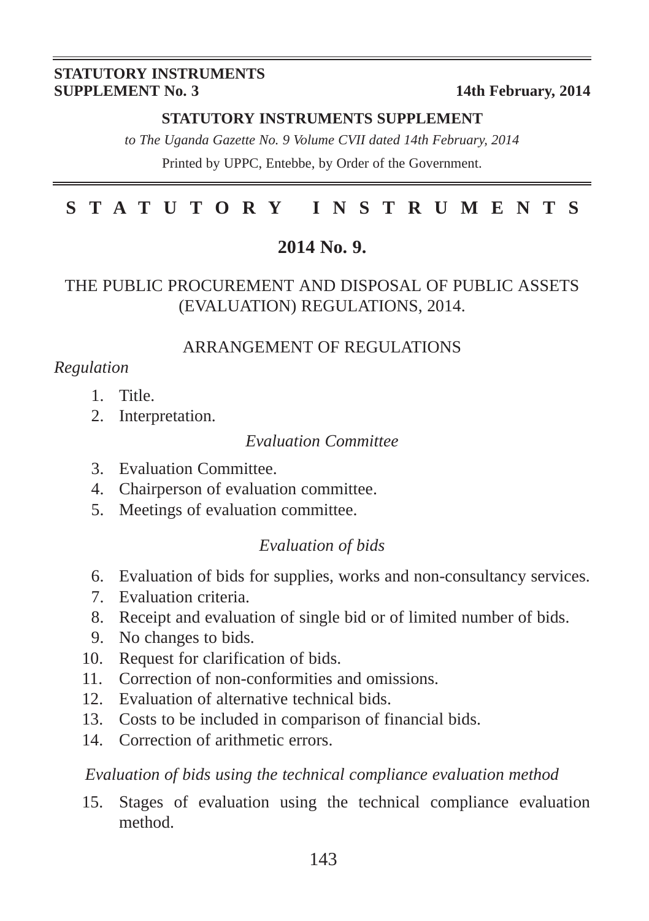**STATUTORY INSTRUMENTS**
**SUPPLEMENT No. 3** **14th February, 2014**

**STATUTORY INSTRUMENTS SUPPLEMENT**

*to The Uganda Gazette No. 9 Volume CVII dated 14th February, 2014*

Printed by UPPC, Entebbe, by Order of the Government.

# STATUTORY INSTRUMENTS

## 2014 No. 9.

## THE PUBLIC PROCUREMENT AND DISPOSAL OF PUBLIC ASSETS (EVALUATION) REGULATIONS, 2014.

### ARRANGEMENT OF REGULATIONS

*Regulation*

1. Title.
2. Interpretation.

*Evaluation Committee*

3. Evaluation Committee.
4. Chairperson of evaluation committee.
5. Meetings of evaluation committee.

*Evaluation of bids*

6. Evaluation of bids for supplies, works and non-consultancy services.
7. Evaluation criteria.
8. Receipt and evaluation of single bid or of limited number of bids.
9. No changes to bids.
10. Request for clarification of bids.
11. Correction of non-conformities and omissions.
12. Evaluation of alternative technical bids.
13. Costs to be included in comparison of financial bids.
14. Correction of arithmetic errors.

*Evaluation of bids using the technical compliance evaluation method*

15. Stages of evaluation using the technical compliance evaluation method.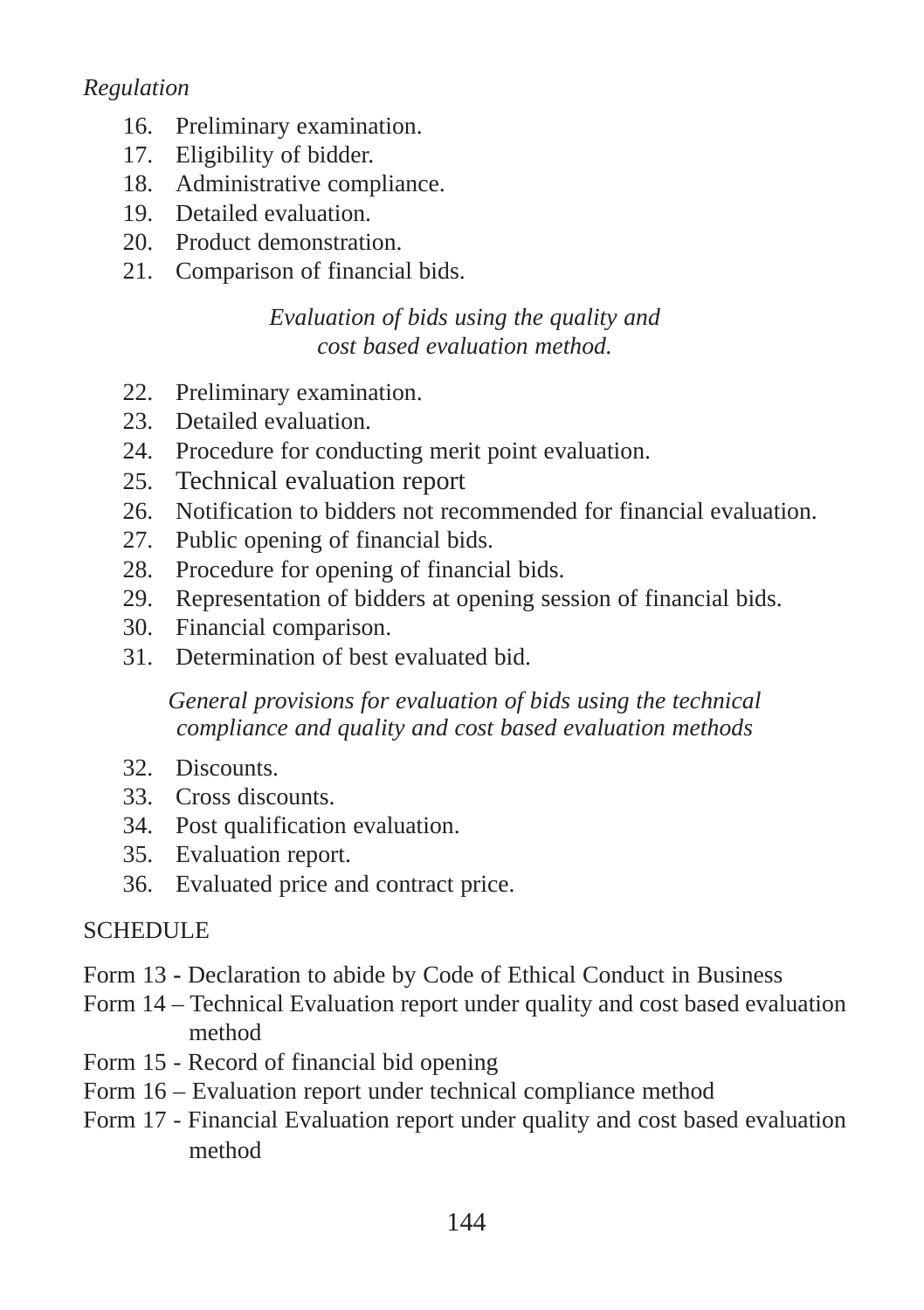*Regulation*

16. Preliminary examination.
17. Eligibility of bidder.
18. Administrative compliance.
19. Detailed evaluation.
20. Product demonstration.
21. Comparison of financial bids.

*Evaluation of bids using the quality and cost based evaluation method.*

22. Preliminary examination.
23. Detailed evaluation.
24. Procedure for conducting merit point evaluation.
25. Technical evaluation report
26. Notification to bidders not recommended for financial evaluation.
27. Public opening of financial bids.
28. Procedure for opening of financial bids.
29. Representation of bidders at opening session of financial bids.
30. Financial comparison.
31. Determination of best evaluated bid.

*General provisions for evaluation of bids using the technical compliance and quality and cost based evaluation methods*

32. Discounts.
33. Cross discounts.
34. Post qualification evaluation.
35. Evaluation report.
36. Evaluated price and contract price.

SCHEDULE

Form 13 - Declaration to abide by Code of Ethical Conduct in Business
Form 14 – Technical Evaluation report under quality and cost based evaluation method
Form 15 - Record of financial bid opening
Form 16 – Evaluation report under technical compliance method
Form 17 - Financial Evaluation report under quality and cost based evaluation method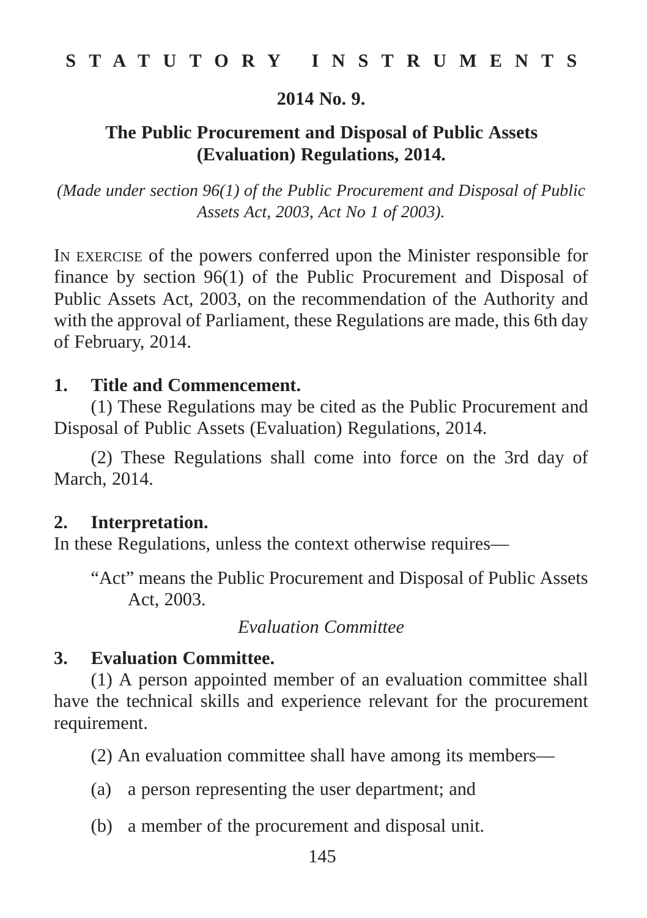**S T A T U T O R Y I N S T R U M E N T S**

**2014 No. 9.**

## The Public Procurement and Disposal of Public Assets (Evaluation) Regulations, 2014.

*(Made under section 96(1) of the Public Procurement and Disposal of Public Assets Act, 2003, Act No 1 of 2003).*

IN EXERCISE of the powers conferred upon the Minister responsible for finance by section 96(1) of the Public Procurement and Disposal of Public Assets Act, 2003, on the recommendation of the Authority and with the approval of Parliament, these Regulations are made, this 6th day of February, 2014.

**1. Title and Commencement.**

(1) These Regulations may be cited as the Public Procurement and Disposal of Public Assets (Evaluation) Regulations, 2014.

(2) These Regulations shall come into force on the 3rd day of March, 2014.

**2. Interpretation.**

In these Regulations, unless the context otherwise requires—

"Act" means the Public Procurement and Disposal of Public Assets Act, 2003.

*Evaluation Committee*

**3. Evaluation Committee.**

(1) A person appointed member of an evaluation committee shall have the technical skills and experience relevant for the procurement requirement.

(2) An evaluation committee shall have among its members—

(a) a person representing the user department; and

(b) a member of the procurement and disposal unit.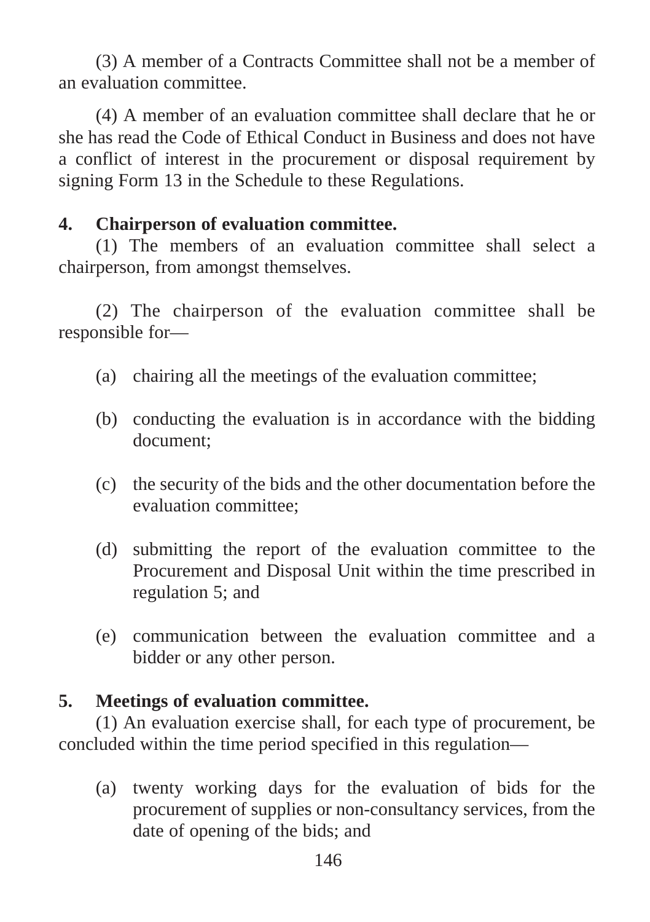(3) A member of a Contracts Committee shall not be a member of an evaluation committee.

(4) A member of an evaluation committee shall declare that he or she has read the Code of Ethical Conduct in Business and does not have a conflict of interest in the procurement or disposal requirement by signing Form 13 in the Schedule to these Regulations.

**4. Chairperson of evaluation committee.**

(1) The members of an evaluation committee shall select a chairperson, from amongst themselves.

(2) The chairperson of the evaluation committee shall be responsible for—

(a) chairing all the meetings of the evaluation committee;

(b) conducting the evaluation is in accordance with the bidding document;

(c) the security of the bids and the other documentation before the evaluation committee;

(d) submitting the report of the evaluation committee to the Procurement and Disposal Unit within the time prescribed in regulation 5; and

(e) communication between the evaluation committee and a bidder or any other person.

**5. Meetings of evaluation committee.**

(1) An evaluation exercise shall, for each type of procurement, be concluded within the time period specified in this regulation—

(a) twenty working days for the evaluation of bids for the procurement of supplies or non-consultancy services, from the date of opening of the bids; and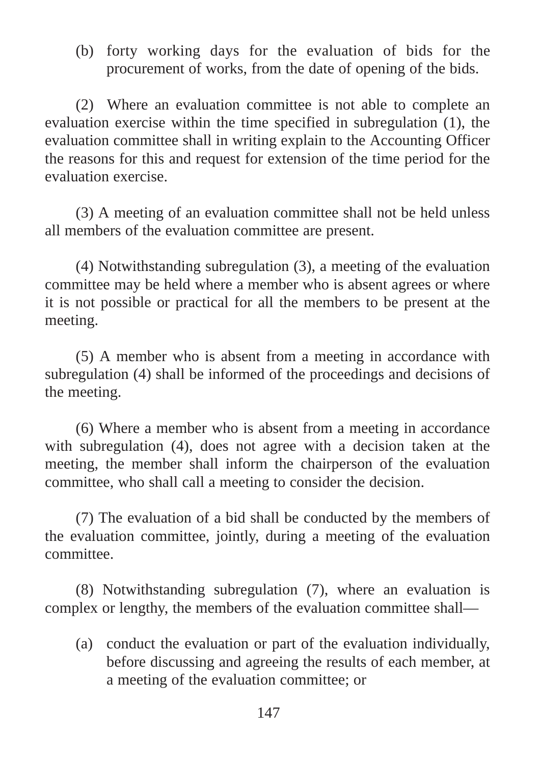(b) forty working days for the evaluation of bids for the procurement of works, from the date of opening of the bids.

(2) Where an evaluation committee is not able to complete an evaluation exercise within the time specified in subregulation (1), the evaluation committee shall in writing explain to the Accounting Officer the reasons for this and request for extension of the time period for the evaluation exercise.

(3) A meeting of an evaluation committee shall not be held unless all members of the evaluation committee are present.

(4) Notwithstanding subregulation (3), a meeting of the evaluation committee may be held where a member who is absent agrees or where it is not possible or practical for all the members to be present at the meeting.

(5) A member who is absent from a meeting in accordance with subregulation (4) shall be informed of the proceedings and decisions of the meeting.

(6) Where a member who is absent from a meeting in accordance with subregulation (4), does not agree with a decision taken at the meeting, the member shall inform the chairperson of the evaluation committee, who shall call a meeting to consider the decision.

(7) The evaluation of a bid shall be conducted by the members of the evaluation committee, jointly, during a meeting of the evaluation committee.

(8) Notwithstanding subregulation (7), where an evaluation is complex or lengthy, the members of the evaluation committee shall—

(a) conduct the evaluation or part of the evaluation individually, before discussing and agreeing the results of each member, at a meeting of the evaluation committee; or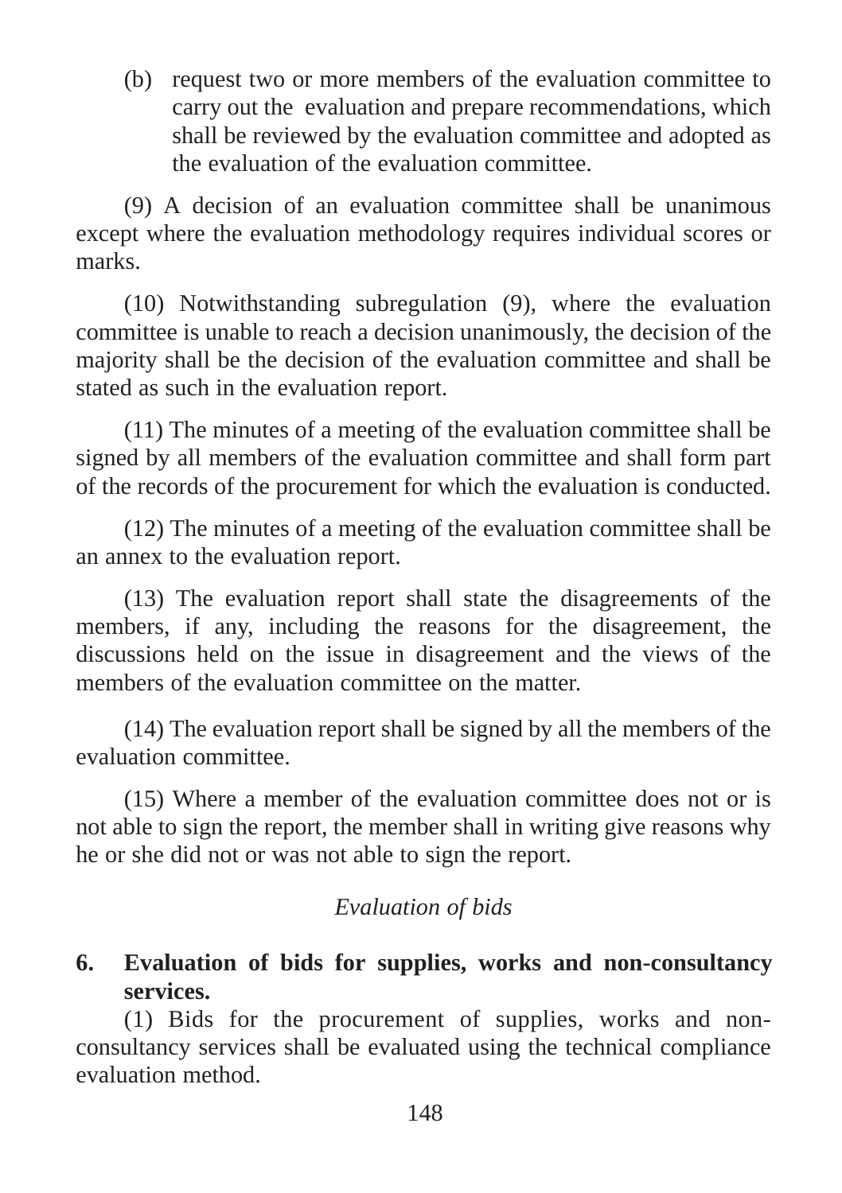(b) request two or more members of the evaluation committee to carry out the evaluation and prepare recommendations, which shall be reviewed by the evaluation committee and adopted as the evaluation of the evaluation committee.

(9) A decision of an evaluation committee shall be unanimous except where the evaluation methodology requires individual scores or marks.

(10) Notwithstanding subregulation (9), where the evaluation committee is unable to reach a decision unanimously, the decision of the majority shall be the decision of the evaluation committee and shall be stated as such in the evaluation report.

(11) The minutes of a meeting of the evaluation committee shall be signed by all members of the evaluation committee and shall form part of the records of the procurement for which the evaluation is conducted.

(12) The minutes of a meeting of the evaluation committee shall be an annex to the evaluation report.

(13) The evaluation report shall state the disagreements of the members, if any, including the reasons for the disagreement, the discussions held on the issue in disagreement and the views of the members of the evaluation committee on the matter.

(14) The evaluation report shall be signed by all the members of the evaluation committee.

(15) Where a member of the evaluation committee does not or is not able to sign the report, the member shall in writing give reasons why he or she did not or was not able to sign the report.

*Evaluation of bids*

**6. Evaluation of bids for supplies, works and non-consultancy services.**

(1) Bids for the procurement of supplies, works and non-consultancy services shall be evaluated using the technical compliance evaluation method.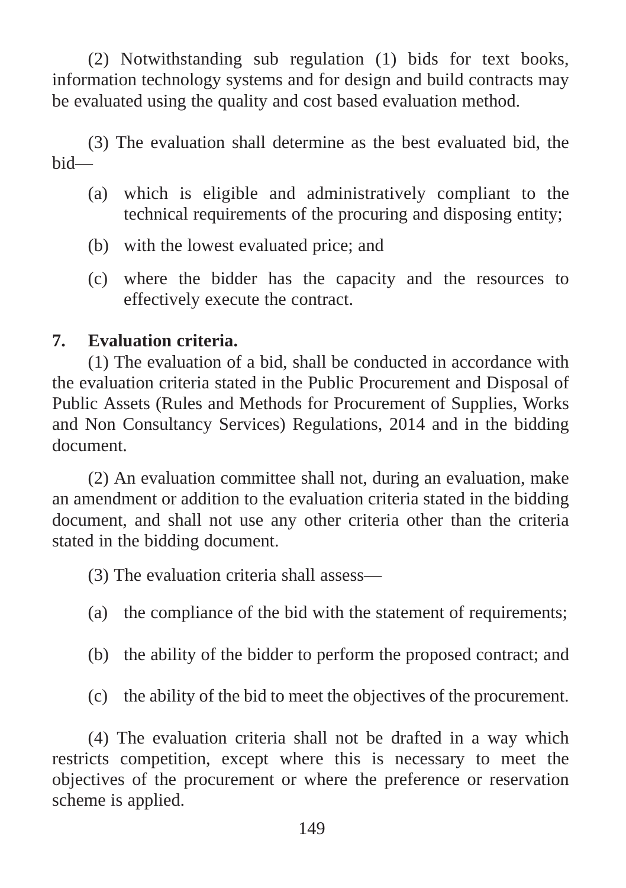(2) Notwithstanding sub regulation (1) bids for text books, information technology systems and for design and build contracts may be evaluated using the quality and cost based evaluation method.

(3) The evaluation shall determine as the best evaluated bid, the bid—

(a) which is eligible and administratively compliant to the technical requirements of the procuring and disposing entity;

(b) with the lowest evaluated price; and

(c) where the bidder has the capacity and the resources to effectively execute the contract.

**7. Evaluation criteria.**

(1) The evaluation of a bid, shall be conducted in accordance with the evaluation criteria stated in the Public Procurement and Disposal of Public Assets (Rules and Methods for Procurement of Supplies, Works and Non Consultancy Services) Regulations, 2014 and in the bidding document.

(2) An evaluation committee shall not, during an evaluation, make an amendment or addition to the evaluation criteria stated in the bidding document, and shall not use any other criteria other than the criteria stated in the bidding document.

(3) The evaluation criteria shall assess—

(a) the compliance of the bid with the statement of requirements;

(b) the ability of the bidder to perform the proposed contract; and

(c) the ability of the bid to meet the objectives of the procurement.

(4) The evaluation criteria shall not be drafted in a way which restricts competition, except where this is necessary to meet the objectives of the procurement or where the preference or reservation scheme is applied.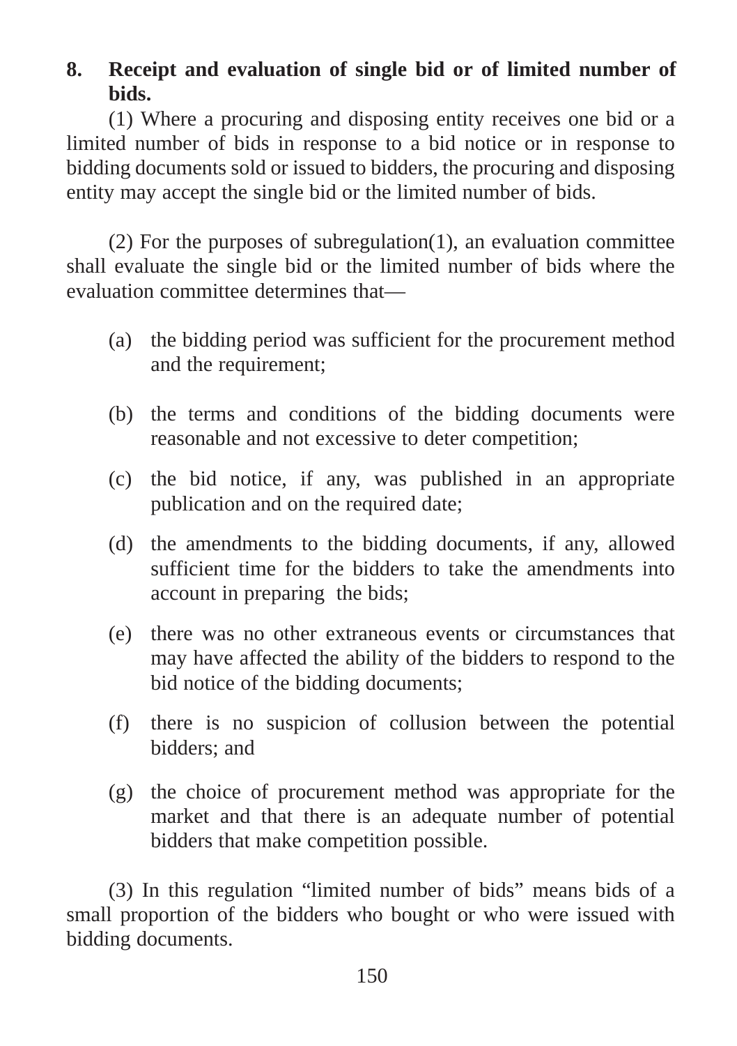**8. Receipt and evaluation of single bid or of limited number of bids.**

(1) Where a procuring and disposing entity receives one bid or a limited number of bids in response to a bid notice or in response to bidding documents sold or issued to bidders, the procuring and disposing entity may accept the single bid or the limited number of bids.

(2) For the purposes of subregulation(1), an evaluation committee shall evaluate the single bid or the limited number of bids where the evaluation committee determines that—

(a) the bidding period was sufficient for the procurement method and the requirement;

(b) the terms and conditions of the bidding documents were reasonable and not excessive to deter competition;

(c) the bid notice, if any, was published in an appropriate publication and on the required date;

(d) the amendments to the bidding documents, if any, allowed sufficient time for the bidders to take the amendments into account in preparing the bids;

(e) there was no other extraneous events or circumstances that may have affected the ability of the bidders to respond to the bid notice of the bidding documents;

(f) there is no suspicion of collusion between the potential bidders; and

(g) the choice of procurement method was appropriate for the market and that there is an adequate number of potential bidders that make competition possible.

(3) In this regulation "limited number of bids" means bids of a small proportion of the bidders who bought or who were issued with bidding documents.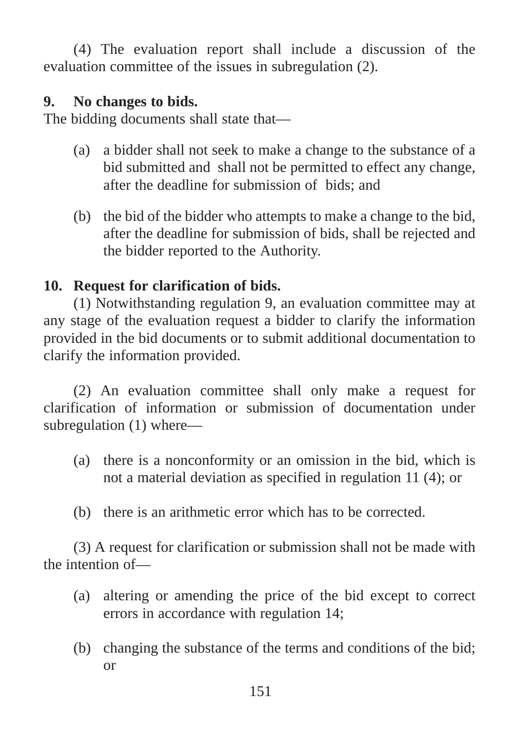(4) The evaluation report shall include a discussion of the evaluation committee of the issues in subregulation (2).

**9. No changes to bids.**

The bidding documents shall state that—

(a) a bidder shall not seek to make a change to the substance of a bid submitted and shall not be permitted to effect any change, after the deadline for submission of bids; and

(b) the bid of the bidder who attempts to make a change to the bid, after the deadline for submission of bids, shall be rejected and the bidder reported to the Authority.

**10. Request for clarification of bids.**

(1) Notwithstanding regulation 9, an evaluation committee may at any stage of the evaluation request a bidder to clarify the information provided in the bid documents or to submit additional documentation to clarify the information provided.

(2) An evaluation committee shall only make a request for clarification of information or submission of documentation under subregulation (1) where—

(a) there is a nonconformity or an omission in the bid, which is not a material deviation as specified in regulation 11 (4); or

(b) there is an arithmetic error which has to be corrected.

(3) A request for clarification or submission shall not be made with the intention of—

(a) altering or amending the price of the bid except to correct errors in accordance with regulation 14;

(b) changing the substance of the terms and conditions of the bid; or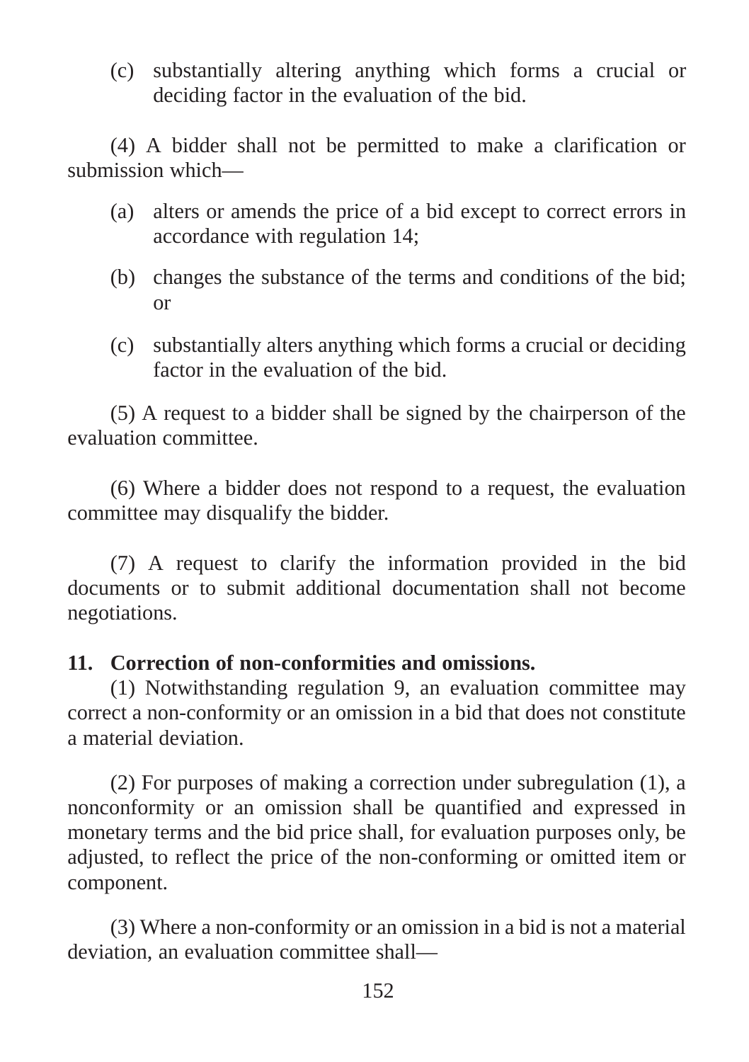(c) substantially altering anything which forms a crucial or deciding factor in the evaluation of the bid.

(4) A bidder shall not be permitted to make a clarification or submission which—

(a) alters or amends the price of a bid except to correct errors in accordance with regulation 14;

(b) changes the substance of the terms and conditions of the bid; or

(c) substantially alters anything which forms a crucial or deciding factor in the evaluation of the bid.

(5) A request to a bidder shall be signed by the chairperson of the evaluation committee.

(6) Where a bidder does not respond to a request, the evaluation committee may disqualify the bidder.

(7) A request to clarify the information provided in the bid documents or to submit additional documentation shall not become negotiations.

**11. Correction of non-conformities and omissions.**

(1) Notwithstanding regulation 9, an evaluation committee may correct a non-conformity or an omission in a bid that does not constitute a material deviation.

(2) For purposes of making a correction under subregulation (1), a nonconformity or an omission shall be quantified and expressed in monetary terms and the bid price shall, for evaluation purposes only, be adjusted, to reflect the price of the non-conforming or omitted item or component.

(3) Where a non-conformity or an omission in a bid is not a material deviation, an evaluation committee shall—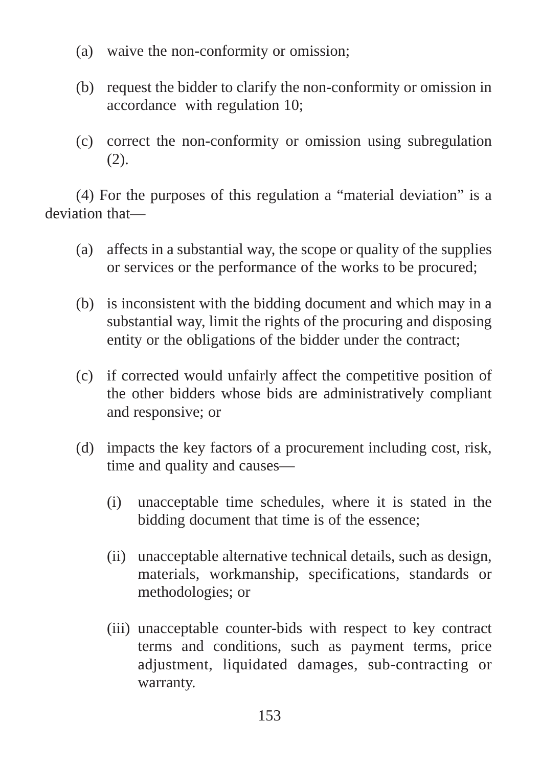(a) waive the non-conformity or omission;

(b) request the bidder to clarify the non-conformity or omission in accordance with regulation 10;

(c) correct the non-conformity or omission using subregulation (2).

(4) For the purposes of this regulation a “material deviation” is a deviation that—

(a) affects in a substantial way, the scope or quality of the supplies or services or the performance of the works to be procured;

(b) is inconsistent with the bidding document and which may in a substantial way, limit the rights of the procuring and disposing entity or the obligations of the bidder under the contract;

(c) if corrected would unfairly affect the competitive position of the other bidders whose bids are administratively compliant and responsive; or

(d) impacts the key factors of a procurement including cost, risk, time and quality and causes—

   (i) unacceptable time schedules, where it is stated in the bidding document that time is of the essence;

   (ii) unacceptable alternative technical details, such as design, materials, workmanship, specifications, standards or methodologies; or

   (iii) unacceptable counter-bids with respect to key contract terms and conditions, such as payment terms, price adjustment, liquidated damages, sub-contracting or warranty.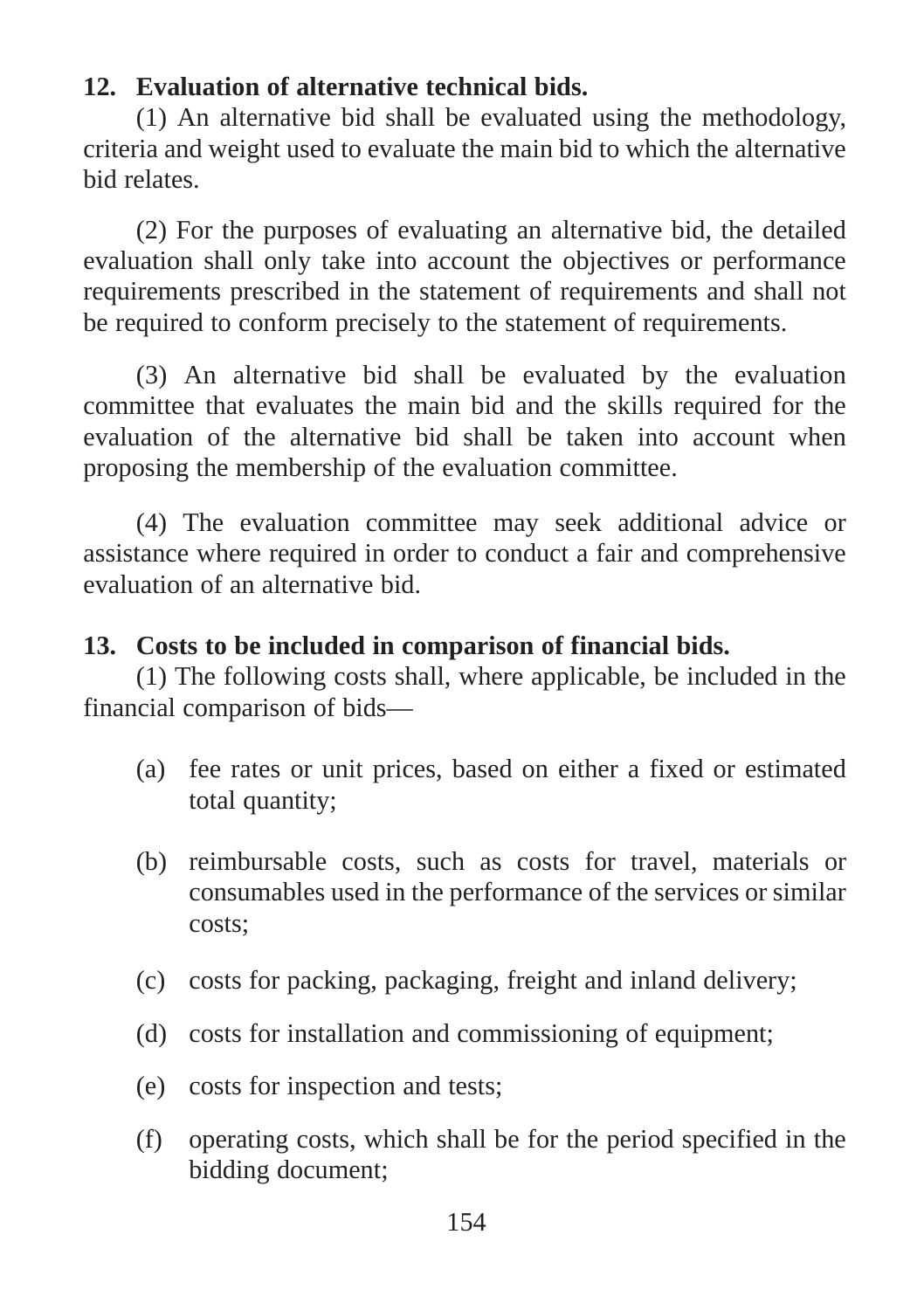**12. Evaluation of alternative technical bids.**

(1) An alternative bid shall be evaluated using the methodology, criteria and weight used to evaluate the main bid to which the alternative bid relates.

(2) For the purposes of evaluating an alternative bid, the detailed evaluation shall only take into account the objectives or performance requirements prescribed in the statement of requirements and shall not be required to conform precisely to the statement of requirements.

(3) An alternative bid shall be evaluated by the evaluation committee that evaluates the main bid and the skills required for the evaluation of the alternative bid shall be taken into account when proposing the membership of the evaluation committee.

(4) The evaluation committee may seek additional advice or assistance where required in order to conduct a fair and comprehensive evaluation of an alternative bid.

**13. Costs to be included in comparison of financial bids.**

(1) The following costs shall, where applicable, be included in the financial comparison of bids—

(a) fee rates or unit prices, based on either a fixed or estimated total quantity;

(b) reimbursable costs, such as costs for travel, materials or consumables used in the performance of the services or similar costs;

(c) costs for packing, packaging, freight and inland delivery;

(d) costs for installation and commissioning of equipment;

(e) costs for inspection and tests;

(f) operating costs, which shall be for the period specified in the bidding document;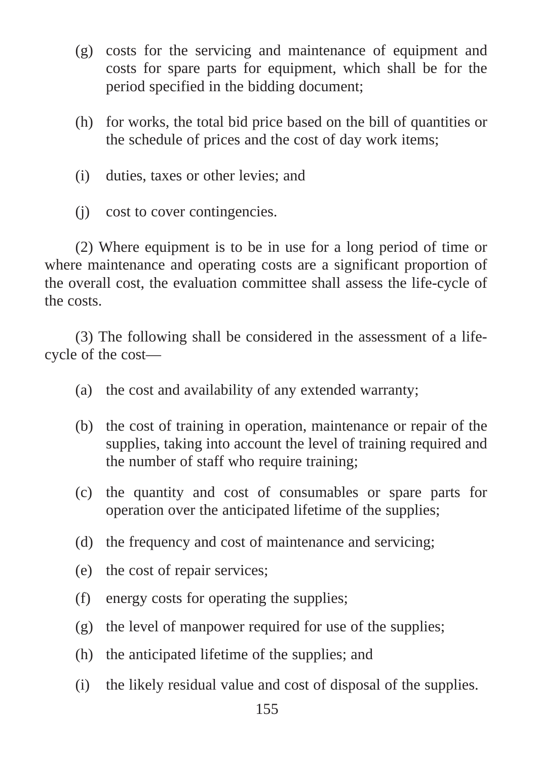(g) costs for the servicing and maintenance of equipment and costs for spare parts for equipment, which shall be for the period specified in the bidding document;

(h) for works, the total bid price based on the bill of quantities or the schedule of prices and the cost of day work items;

(i) duties, taxes or other levies; and

(j) cost to cover contingencies.

(2) Where equipment is to be in use for a long period of time or where maintenance and operating costs are a significant proportion of the overall cost, the evaluation committee shall assess the life-cycle of the costs.

(3) The following shall be considered in the assessment of a life-cycle of the cost—

(a) the cost and availability of any extended warranty;

(b) the cost of training in operation, maintenance or repair of the supplies, taking into account the level of training required and the number of staff who require training;

(c) the quantity and cost of consumables or spare parts for operation over the anticipated lifetime of the supplies;

(d) the frequency and cost of maintenance and servicing;

(e) the cost of repair services;

(f) energy costs for operating the supplies;

(g) the level of manpower required for use of the supplies;

(h) the anticipated lifetime of the supplies; and

(i) the likely residual value and cost of disposal of the supplies.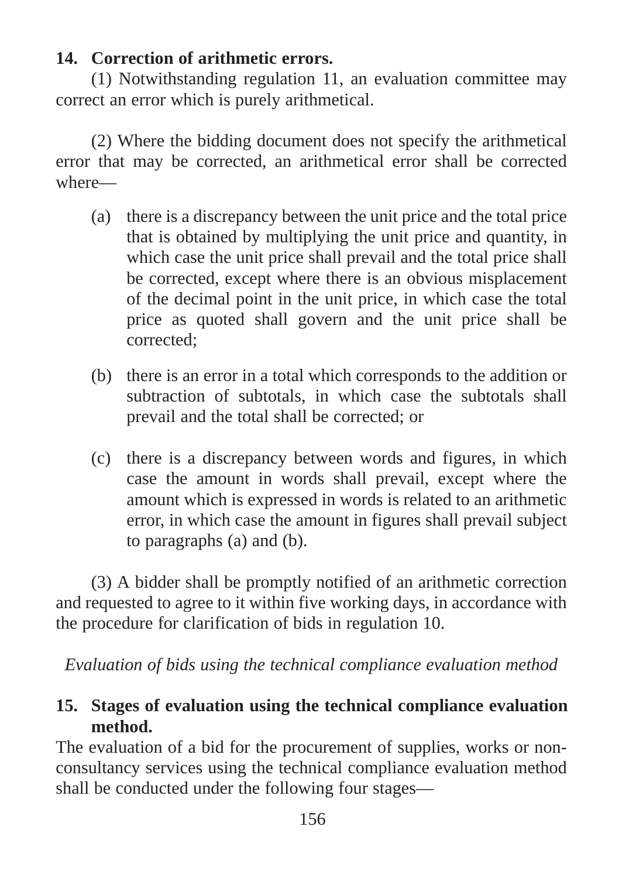**14. Correction of arithmetic errors.**

(1) Notwithstanding regulation 11, an evaluation committee may correct an error which is purely arithmetical.

(2) Where the bidding document does not specify the arithmetical error that may be corrected, an arithmetical error shall be corrected where—

(a) there is a discrepancy between the unit price and the total price that is obtained by multiplying the unit price and quantity, in which case the unit price shall prevail and the total price shall be corrected, except where there is an obvious misplacement of the decimal point in the unit price, in which case the total price as quoted shall govern and the unit price shall be corrected;

(b) there is an error in a total which corresponds to the addition or subtraction of subtotals, in which case the subtotals shall prevail and the total shall be corrected; or

(c) there is a discrepancy between words and figures, in which case the amount in words shall prevail, except where the amount which is expressed in words is related to an arithmetic error, in which case the amount in figures shall prevail subject to paragraphs (a) and (b).

(3) A bidder shall be promptly notified of an arithmetic correction and requested to agree to it within five working days, in accordance with the procedure for clarification of bids in regulation 10.

*Evaluation of bids using the technical compliance evaluation method*

**15. Stages of evaluation using the technical compliance evaluation method.**

The evaluation of a bid for the procurement of supplies, works or non-consultancy services using the technical compliance evaluation method shall be conducted under the following four stages—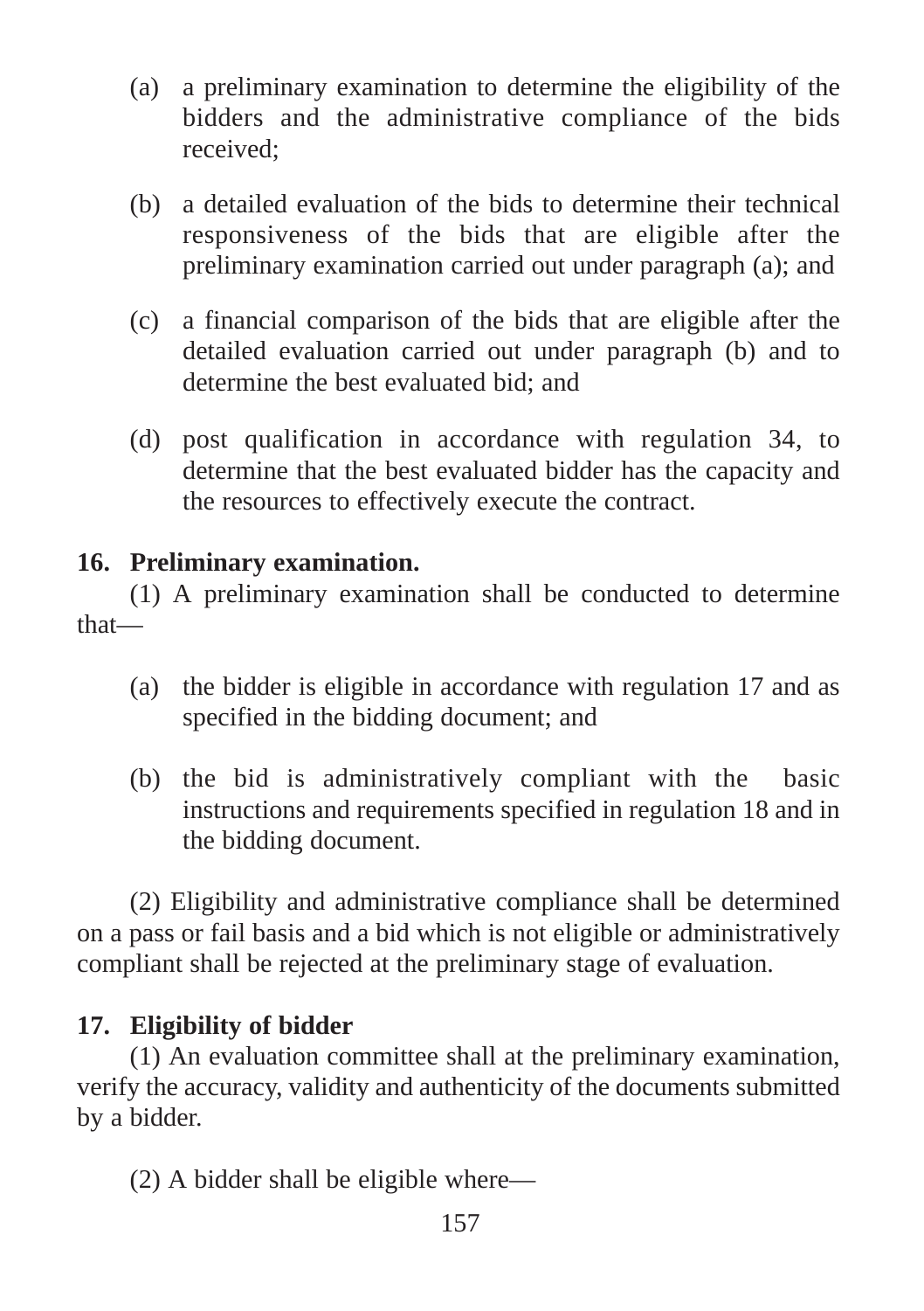(a) a preliminary examination to determine the eligibility of the bidders and the administrative compliance of the bids received;

(b) a detailed evaluation of the bids to determine their technical responsiveness of the bids that are eligible after the preliminary examination carried out under paragraph (a); and

(c) a financial comparison of the bids that are eligible after the detailed evaluation carried out under paragraph (b) and to determine the best evaluated bid; and

(d) post qualification in accordance with regulation 34, to determine that the best evaluated bidder has the capacity and the resources to effectively execute the contract.

**16. Preliminary examination.**

(1) A preliminary examination shall be conducted to determine that—

(a) the bidder is eligible in accordance with regulation 17 and as specified in the bidding document; and

(b) the bid is administratively compliant with the basic instructions and requirements specified in regulation 18 and in the bidding document.

(2) Eligibility and administrative compliance shall be determined on a pass or fail basis and a bid which is not eligible or administratively compliant shall be rejected at the preliminary stage of evaluation.

**17. Eligibility of bidder**

(1) An evaluation committee shall at the preliminary examination, verify the accuracy, validity and authenticity of the documents submitted by a bidder.

(2) A bidder shall be eligible where—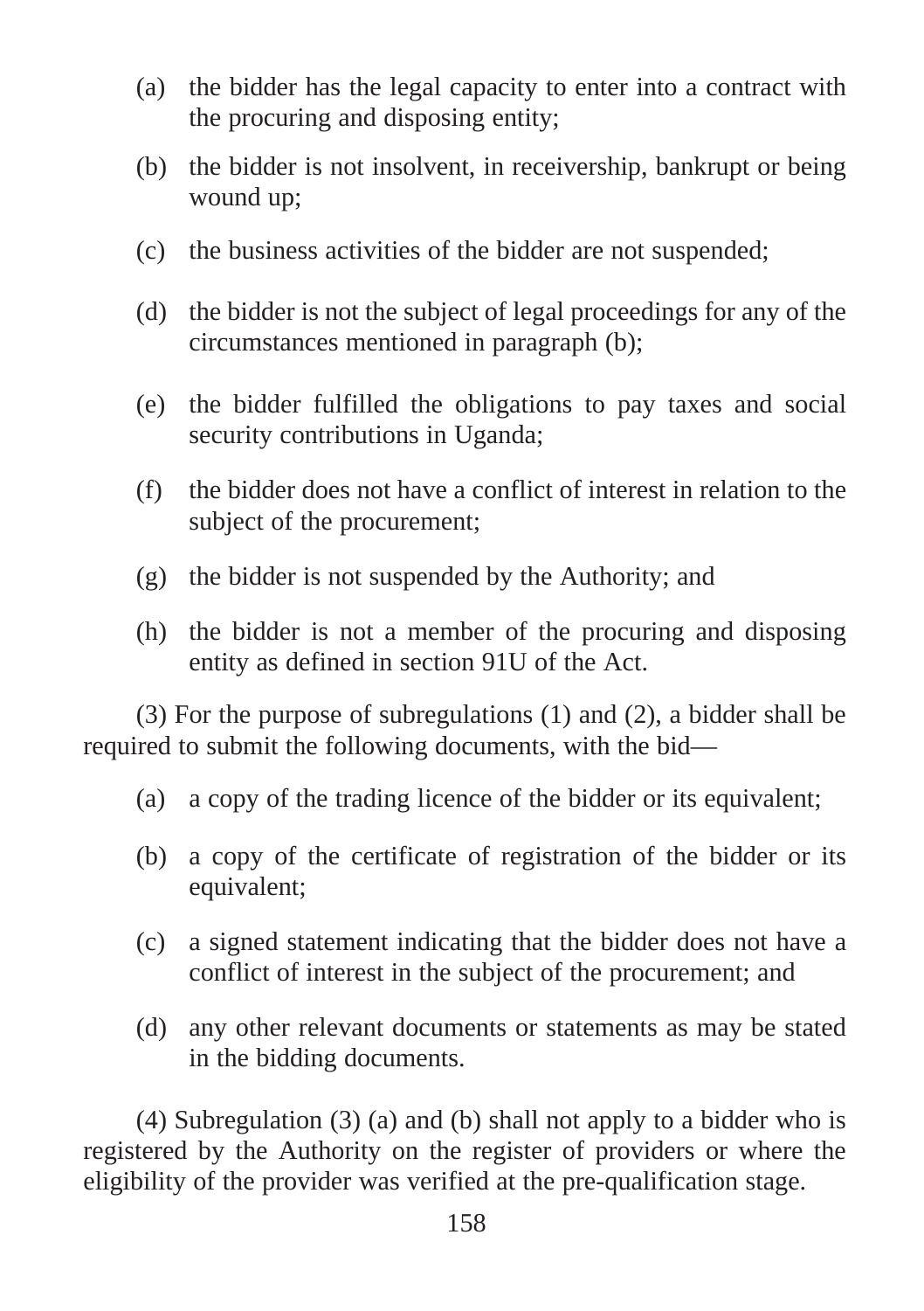(a) the bidder has the legal capacity to enter into a contract with the procuring and disposing entity;

(b) the bidder is not insolvent, in receivership, bankrupt or being wound up;

(c) the business activities of the bidder are not suspended;

(d) the bidder is not the subject of legal proceedings for any of the circumstances mentioned in paragraph (b);

(e) the bidder fulfilled the obligations to pay taxes and social security contributions in Uganda;

(f) the bidder does not have a conflict of interest in relation to the subject of the procurement;

(g) the bidder is not suspended by the Authority; and

(h) the bidder is not a member of the procuring and disposing entity as defined in section 91U of the Act.

(3) For the purpose of subregulations (1) and (2), a bidder shall be required to submit the following documents, with the bid—

(a) a copy of the trading licence of the bidder or its equivalent;

(b) a copy of the certificate of registration of the bidder or its equivalent;

(c) a signed statement indicating that the bidder does not have a conflict of interest in the subject of the procurement; and

(d) any other relevant documents or statements as may be stated in the bidding documents.

(4) Subregulation (3) (a) and (b) shall not apply to a bidder who is registered by the Authority on the register of providers or where the eligibility of the provider was verified at the pre-qualification stage.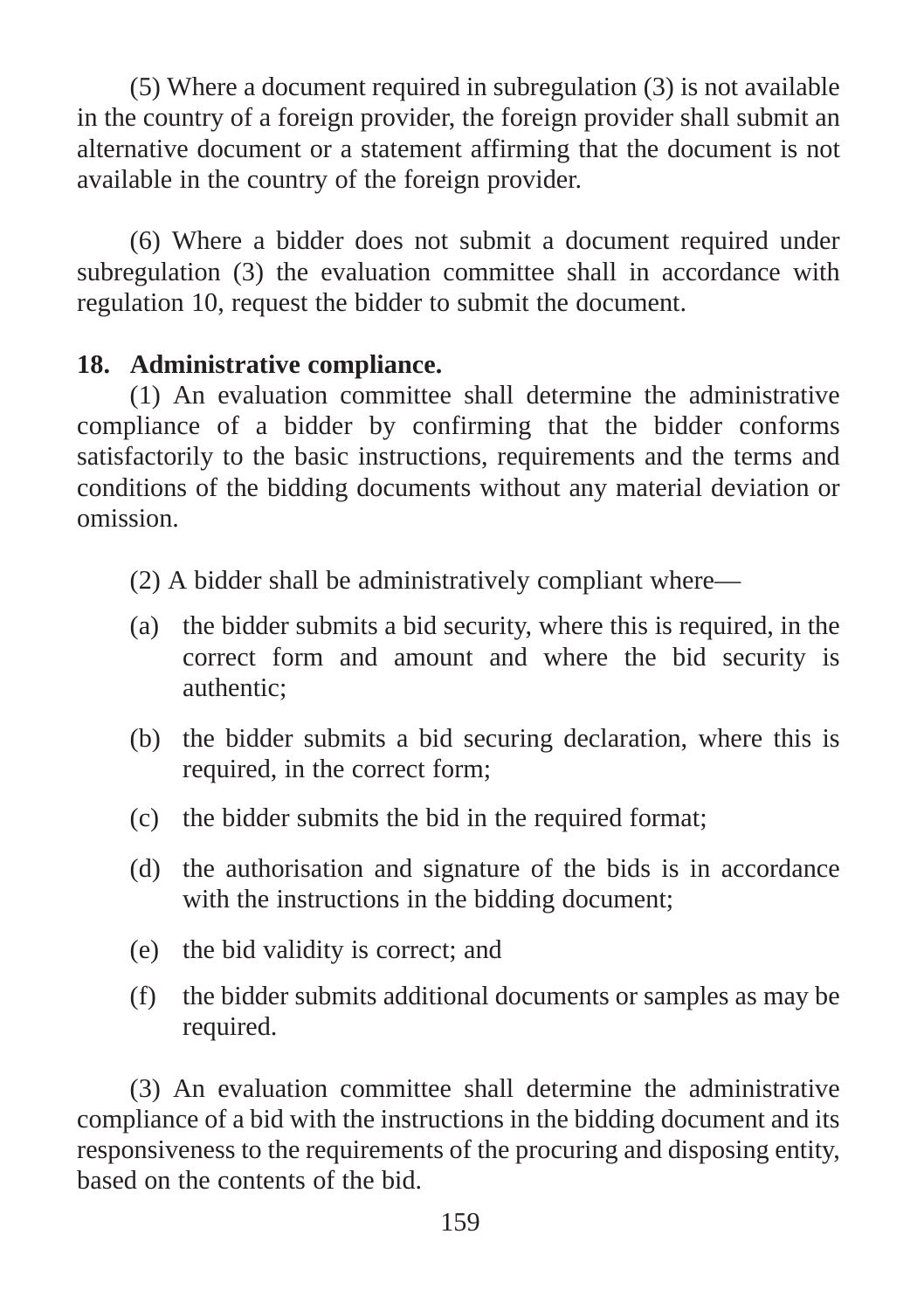(5) Where a document required in subregulation (3) is not available in the country of a foreign provider, the foreign provider shall submit an alternative document or a statement affirming that the document is not available in the country of the foreign provider.

(6) Where a bidder does not submit a document required under subregulation (3) the evaluation committee shall in accordance with regulation 10, request the bidder to submit the document.

## 18. Administrative compliance.

(1) An evaluation committee shall determine the administrative compliance of a bidder by confirming that the bidder conforms satisfactorily to the basic instructions, requirements and the terms and conditions of the bidding documents without any material deviation or omission.

(2) A bidder shall be administratively compliant where—

(a) the bidder submits a bid security, where this is required, in the correct form and amount and where the bid security is authentic;

(b) the bidder submits a bid securing declaration, where this is required, in the correct form;

(c) the bidder submits the bid in the required format;

(d) the authorisation and signature of the bids is in accordance with the instructions in the bidding document;

(e) the bid validity is correct; and

(f) the bidder submits additional documents or samples as may be required.

(3) An evaluation committee shall determine the administrative compliance of a bid with the instructions in the bidding document and its responsiveness to the requirements of the procuring and disposing entity, based on the contents of the bid.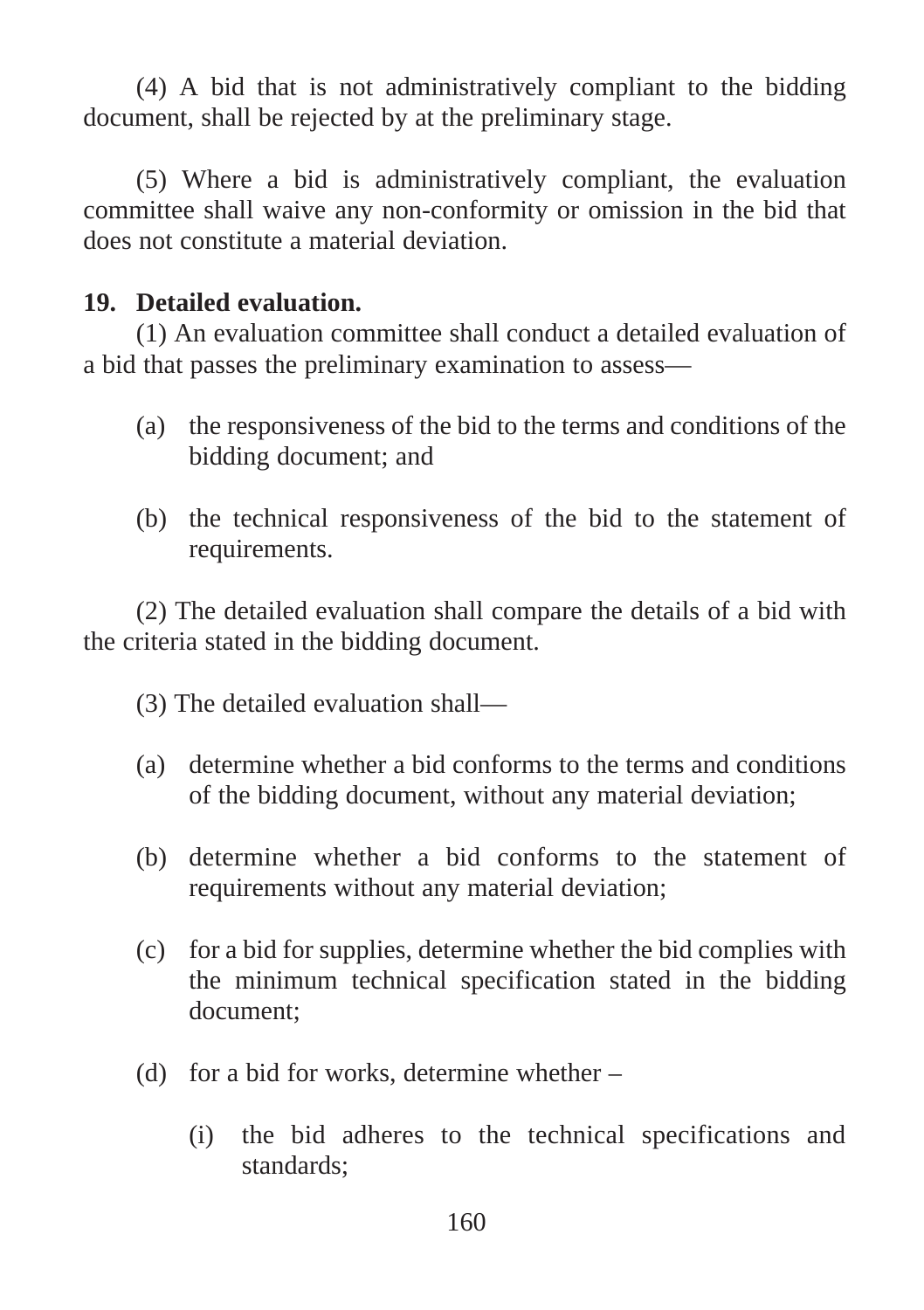(4) A bid that is not administratively compliant to the bidding document, shall be rejected by at the preliminary stage.

(5) Where a bid is administratively compliant, the evaluation committee shall waive any non-conformity or omission in the bid that does not constitute a material deviation.

**19. Detailed evaluation.**

(1) An evaluation committee shall conduct a detailed evaluation of a bid that passes the preliminary examination to assess—

(a) the responsiveness of the bid to the terms and conditions of the bidding document; and

(b) the technical responsiveness of the bid to the statement of requirements.

(2) The detailed evaluation shall compare the details of a bid with the criteria stated in the bidding document.

(3) The detailed evaluation shall—

(a) determine whether a bid conforms to the terms and conditions of the bidding document, without any material deviation;

(b) determine whether a bid conforms to the statement of requirements without any material deviation;

(c) for a bid for supplies, determine whether the bid complies with the minimum technical specification stated in the bidding document;

(d) for a bid for works, determine whether –

(i) the bid adheres to the technical specifications and standards;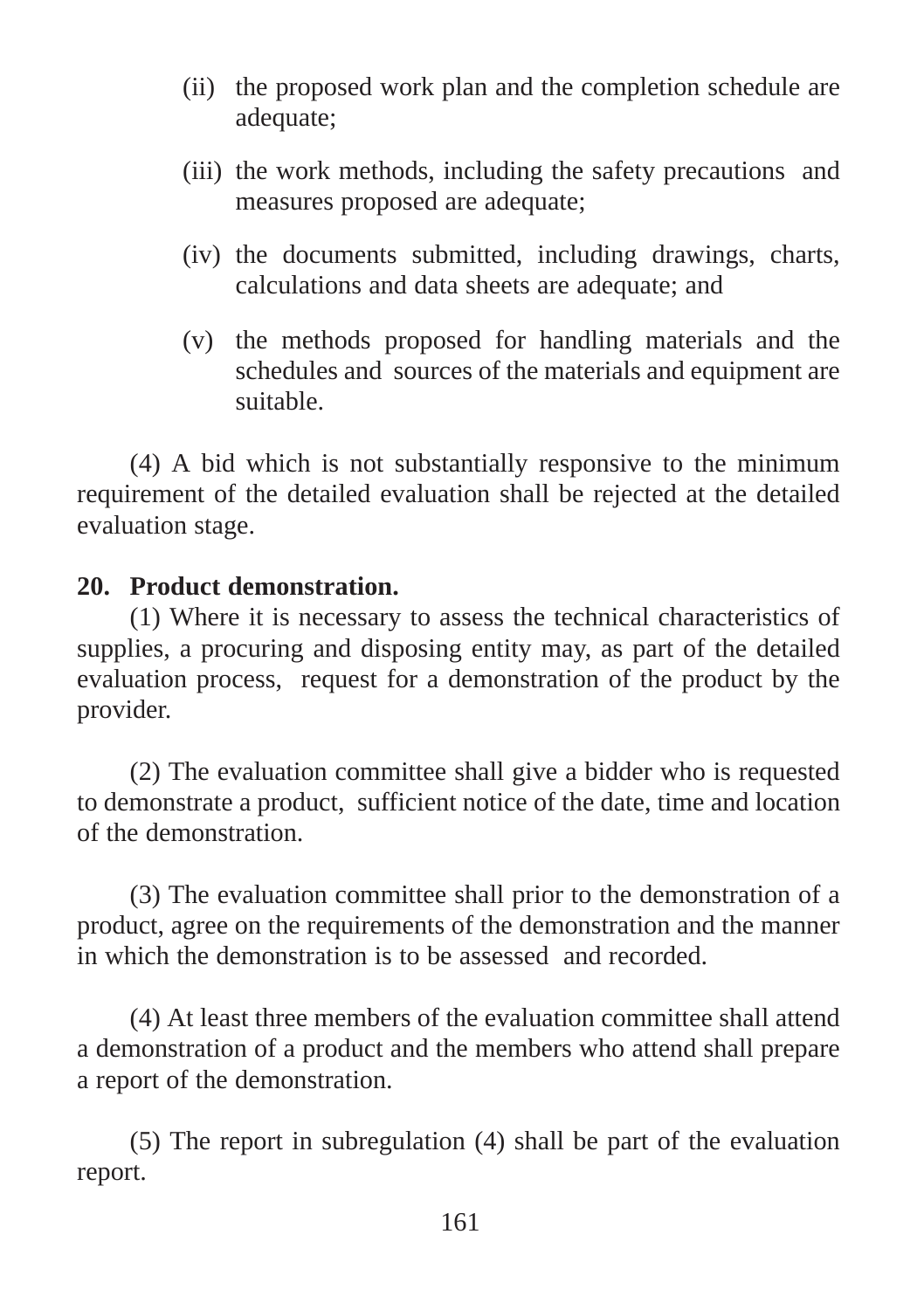(ii) the proposed work plan and the completion schedule are adequate;

(iii) the work methods, including the safety precautions and measures proposed are adequate;

(iv) the documents submitted, including drawings, charts, calculations and data sheets are adequate; and

(v) the methods proposed for handling materials and the schedules and sources of the materials and equipment are suitable.

(4) A bid which is not substantially responsive to the minimum requirement of the detailed evaluation shall be rejected at the detailed evaluation stage.

**20. Product demonstration.**

(1) Where it is necessary to assess the technical characteristics of supplies, a procuring and disposing entity may, as part of the detailed evaluation process, request for a demonstration of the product by the provider.

(2) The evaluation committee shall give a bidder who is requested to demonstrate a product, sufficient notice of the date, time and location of the demonstration.

(3) The evaluation committee shall prior to the demonstration of a product, agree on the requirements of the demonstration and the manner in which the demonstration is to be assessed and recorded.

(4) At least three members of the evaluation committee shall attend a demonstration of a product and the members who attend shall prepare a report of the demonstration.

(5) The report in subregulation (4) shall be part of the evaluation report.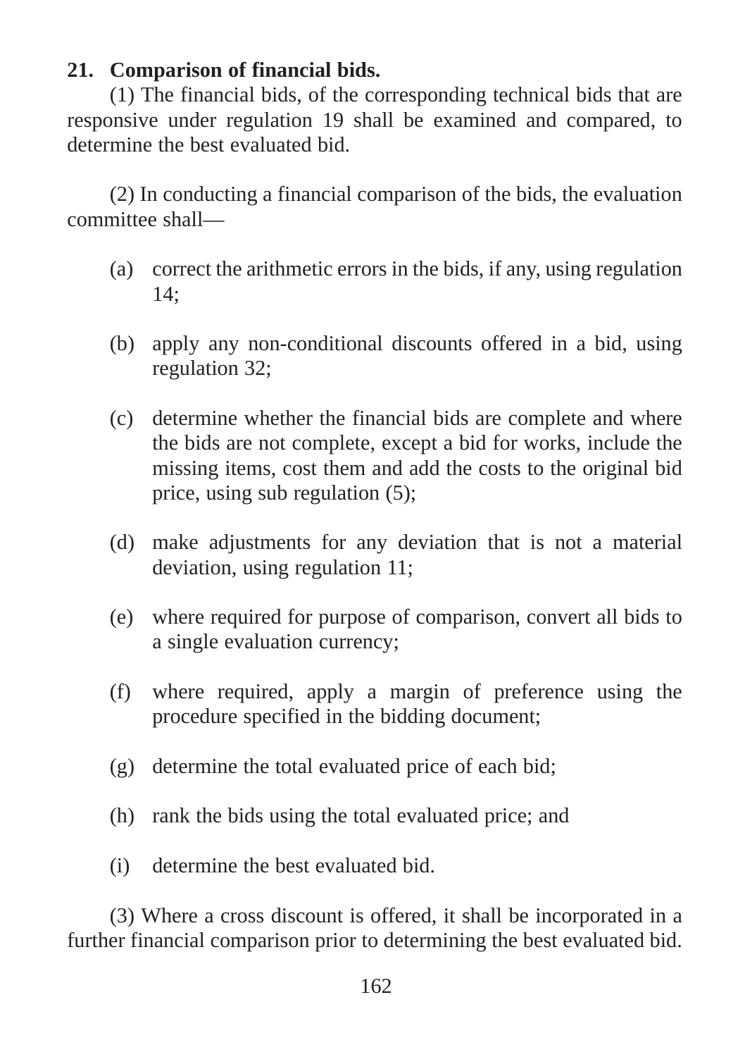**21. Comparison of financial bids.**

(1) The financial bids, of the corresponding technical bids that are responsive under regulation 19 shall be examined and compared, to determine the best evaluated bid.

(2) In conducting a financial comparison of the bids, the evaluation committee shall—

(a) correct the arithmetic errors in the bids, if any, using regulation 14;

(b) apply any non-conditional discounts offered in a bid, using regulation 32;

(c) determine whether the financial bids are complete and where the bids are not complete, except a bid for works, include the missing items, cost them and add the costs to the original bid price, using sub regulation (5);

(d) make adjustments for any deviation that is not a material deviation, using regulation 11;

(e) where required for purpose of comparison, convert all bids to a single evaluation currency;

(f) where required, apply a margin of preference using the procedure specified in the bidding document;

(g) determine the total evaluated price of each bid;

(h) rank the bids using the total evaluated price; and

(i) determine the best evaluated bid.

(3) Where a cross discount is offered, it shall be incorporated in a further financial comparison prior to determining the best evaluated bid.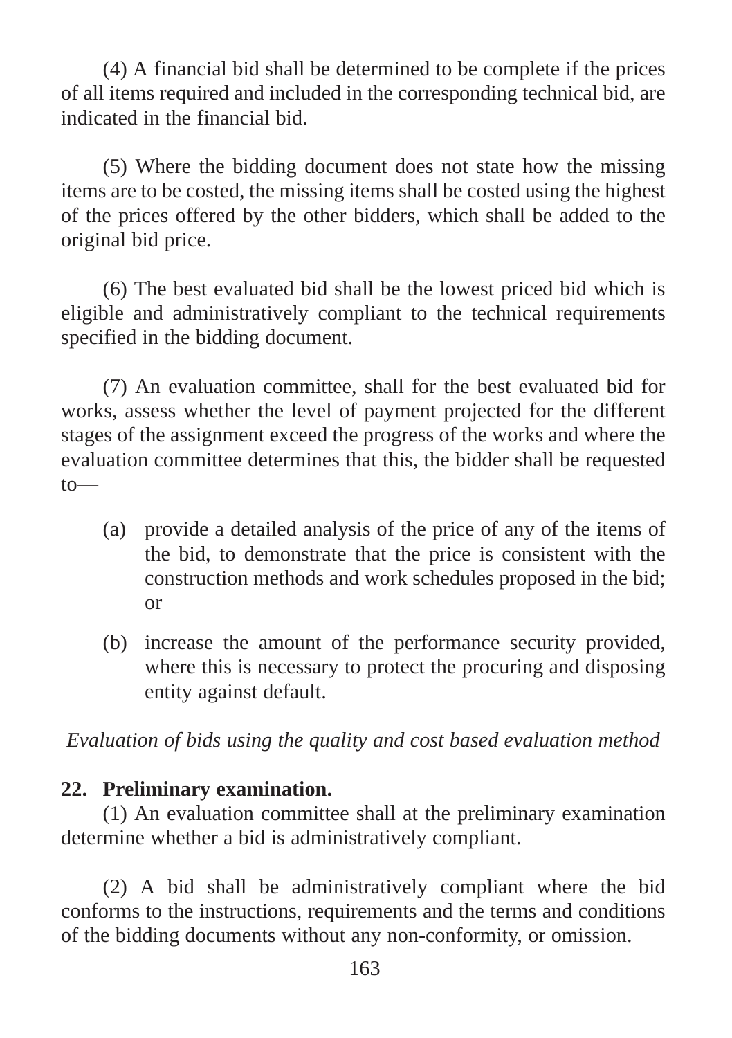(4) A financial bid shall be determined to be complete if the prices of all items required and included in the corresponding technical bid, are indicated in the financial bid.

(5) Where the bidding document does not state how the missing items are to be costed, the missing items shall be costed using the highest of the prices offered by the other bidders, which shall be added to the original bid price.

(6) The best evaluated bid shall be the lowest priced bid which is eligible and administratively compliant to the technical requirements specified in the bidding document.

(7) An evaluation committee, shall for the best evaluated bid for works, assess whether the level of payment projected for the different stages of the assignment exceed the progress of the works and where the evaluation committee determines that this, the bidder shall be requested to—

(a) provide a detailed analysis of the price of any of the items of the bid, to demonstrate that the price is consistent with the construction methods and work schedules proposed in the bid; or

(b) increase the amount of the performance security provided, where this is necessary to protect the procuring and disposing entity against default.

*Evaluation of bids using the quality and cost based evaluation method*

**22. Preliminary examination.**

(1) An evaluation committee shall at the preliminary examination determine whether a bid is administratively compliant.

(2) A bid shall be administratively compliant where the bid conforms to the instructions, requirements and the terms and conditions of the bidding documents without any non-conformity, or omission.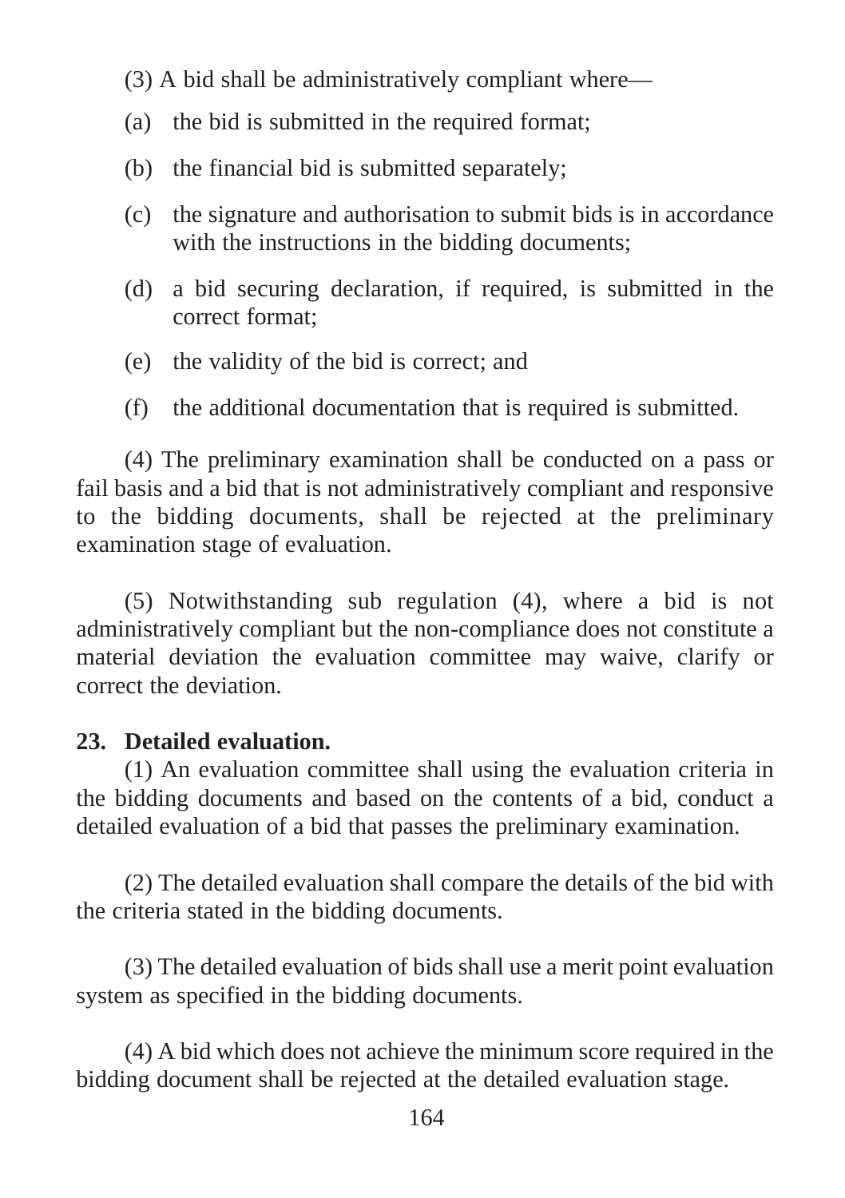(3) A bid shall be administratively compliant where—

(a) the bid is submitted in the required format;

(b) the financial bid is submitted separately;

(c) the signature and authorisation to submit bids is in accordance with the instructions in the bidding documents;

(d) a bid securing declaration, if required, is submitted in the correct format;

(e) the validity of the bid is correct; and

(f) the additional documentation that is required is submitted.

(4) The preliminary examination shall be conducted on a pass or fail basis and a bid that is not administratively compliant and responsive to the bidding documents, shall be rejected at the preliminary examination stage of evaluation.

(5) Notwithstanding sub regulation (4), where a bid is not administratively compliant but the non-compliance does not constitute a material deviation the evaluation committee may waive, clarify or correct the deviation.

**23. Detailed evaluation.**

(1) An evaluation committee shall using the evaluation criteria in the bidding documents and based on the contents of a bid, conduct a detailed evaluation of a bid that passes the preliminary examination.

(2) The detailed evaluation shall compare the details of the bid with the criteria stated in the bidding documents.

(3) The detailed evaluation of bids shall use a merit point evaluation system as specified in the bidding documents.

(4) A bid which does not achieve the minimum score required in the bidding document shall be rejected at the detailed evaluation stage.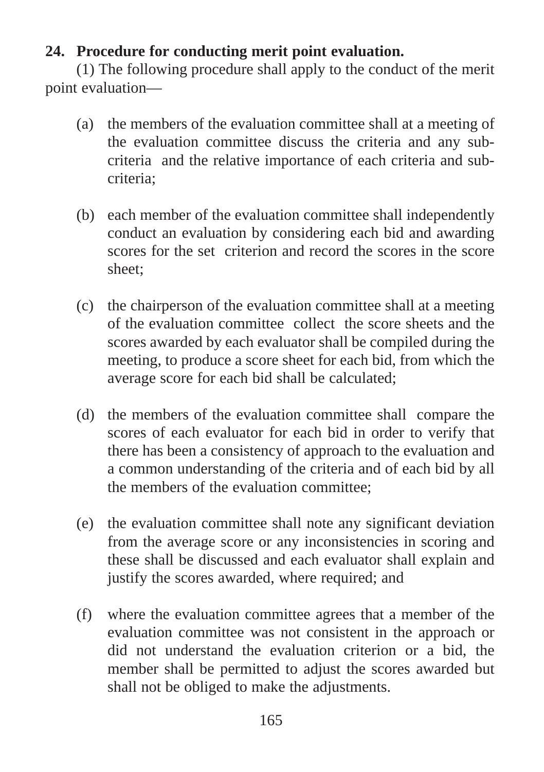**24. Procedure for conducting merit point evaluation.**

(1) The following procedure shall apply to the conduct of the merit point evaluation—

(a) the members of the evaluation committee shall at a meeting of the evaluation committee discuss the criteria and any sub-criteria and the relative importance of each criteria and sub-criteria;

(b) each member of the evaluation committee shall independently conduct an evaluation by considering each bid and awarding scores for the set criterion and record the scores in the score sheet;

(c) the chairperson of the evaluation committee shall at a meeting of the evaluation committee collect the score sheets and the scores awarded by each evaluator shall be compiled during the meeting, to produce a score sheet for each bid, from which the average score for each bid shall be calculated;

(d) the members of the evaluation committee shall compare the scores of each evaluator for each bid in order to verify that there has been a consistency of approach to the evaluation and a common understanding of the criteria and of each bid by all the members of the evaluation committee;

(e) the evaluation committee shall note any significant deviation from the average score or any inconsistencies in scoring and these shall be discussed and each evaluator shall explain and justify the scores awarded, where required; and

(f) where the evaluation committee agrees that a member of the evaluation committee was not consistent in the approach or did not understand the evaluation criterion or a bid, the member shall be permitted to adjust the scores awarded but shall not be obliged to make the adjustments.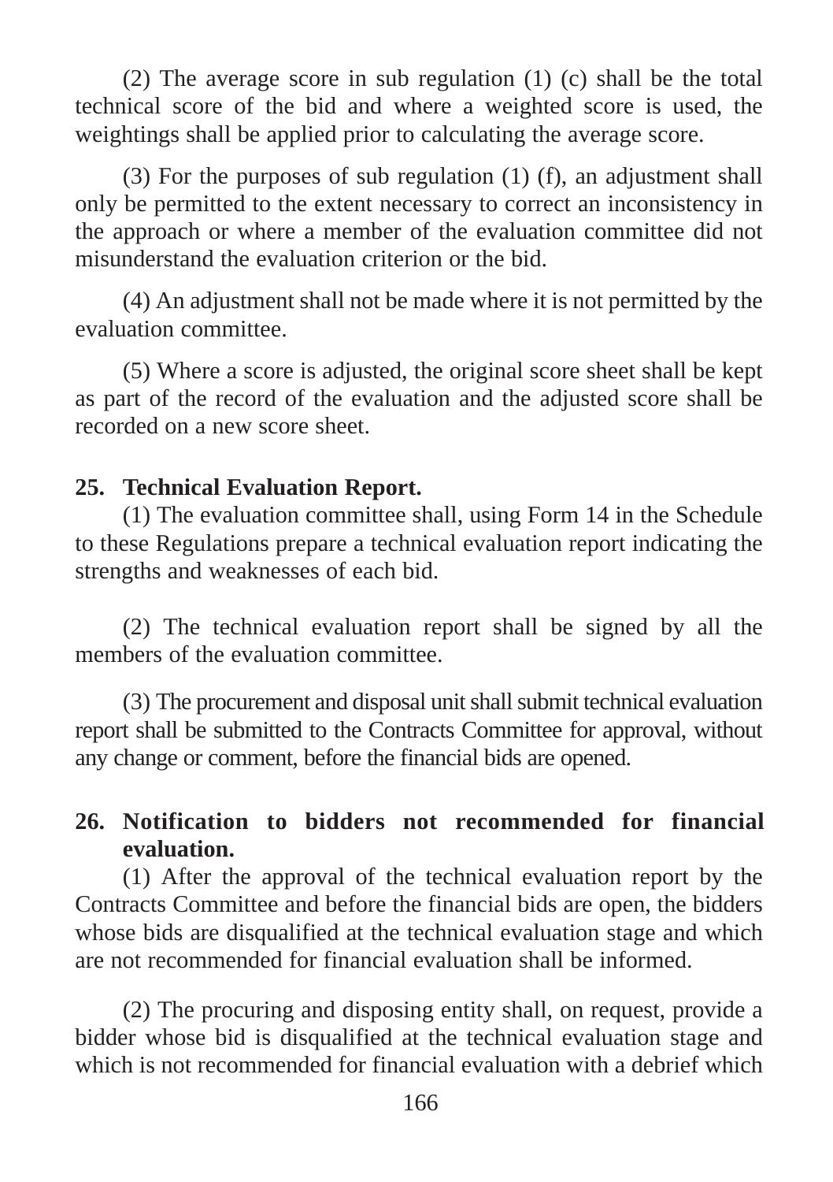(2) The average score in sub regulation (1) (c) shall be the total technical score of the bid and where a weighted score is used, the weightings shall be applied prior to calculating the average score.

(3) For the purposes of sub regulation (1) (f), an adjustment shall only be permitted to the extent necessary to correct an inconsistency in the approach or where a member of the evaluation committee did not misunderstand the evaluation criterion or the bid.

(4) An adjustment shall not be made where it is not permitted by the evaluation committee.

(5) Where a score is adjusted, the original score sheet shall be kept as part of the record of the evaluation and the adjusted score shall be recorded on a new score sheet.

**25. Technical Evaluation Report.**

(1) The evaluation committee shall, using Form 14 in the Schedule to these Regulations prepare a technical evaluation report indicating the strengths and weaknesses of each bid.

(2) The technical evaluation report shall be signed by all the members of the evaluation committee.

(3) The procurement and disposal unit shall submit technical evaluation report shall be submitted to the Contracts Committee for approval, without any change or comment, before the financial bids are opened.

**26. Notification to bidders not recommended for financial evaluation.**

(1) After the approval of the technical evaluation report by the Contracts Committee and before the financial bids are open, the bidders whose bids are disqualified at the technical evaluation stage and which are not recommended for financial evaluation shall be informed.

(2) The procuring and disposing entity shall, on request, provide a bidder whose bid is disqualified at the technical evaluation stage and which is not recommended for financial evaluation with a debrief which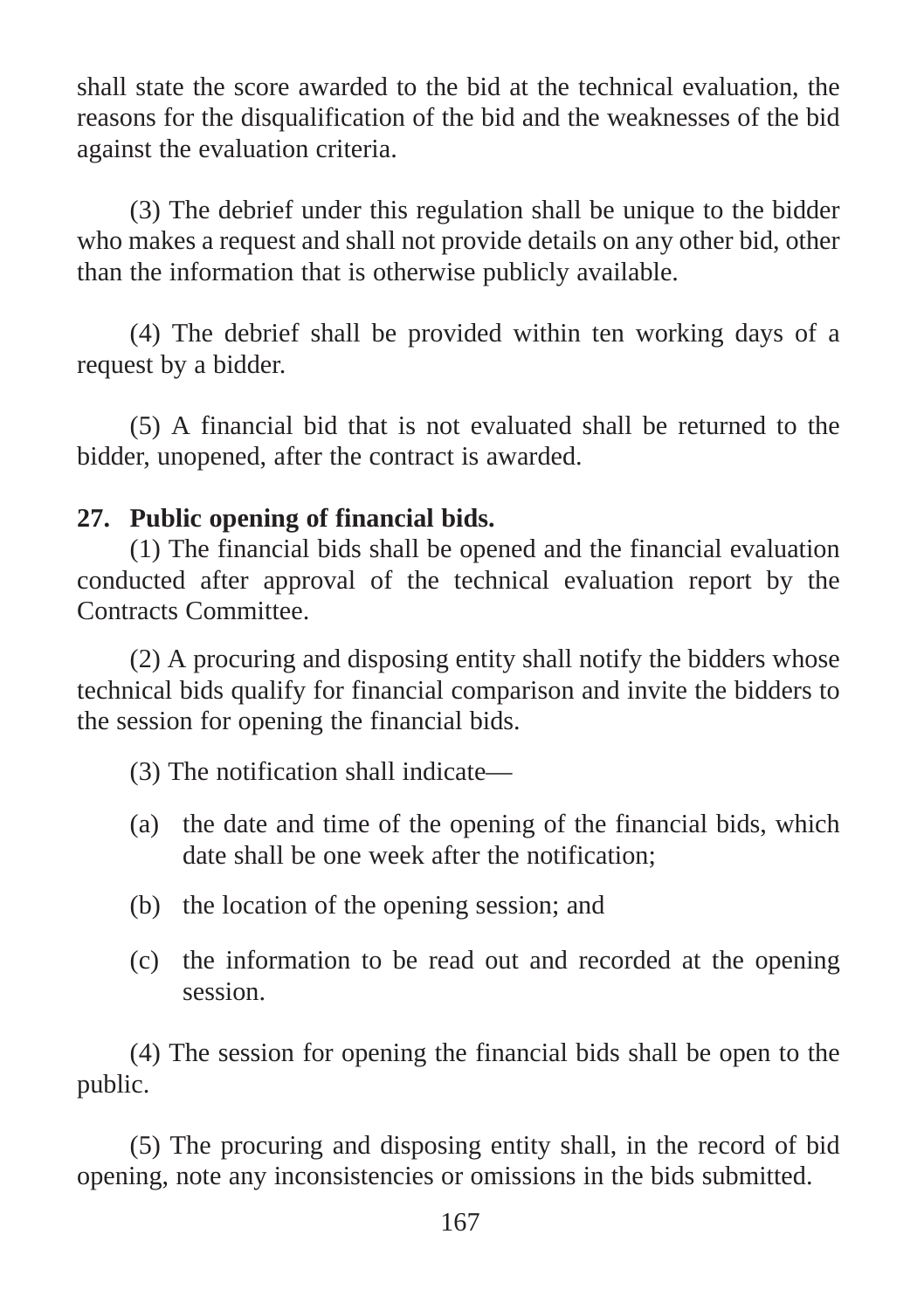shall state the score awarded to the bid at the technical evaluation, the reasons for the disqualification of the bid and the weaknesses of the bid against the evaluation criteria.

(3) The debrief under this regulation shall be unique to the bidder who makes a request and shall not provide details on any other bid, other than the information that is otherwise publicly available.

(4) The debrief shall be provided within ten working days of a request by a bidder.

(5) A financial bid that is not evaluated shall be returned to the bidder, unopened, after the contract is awarded.

**27. Public opening of financial bids.**

(1) The financial bids shall be opened and the financial evaluation conducted after approval of the technical evaluation report by the Contracts Committee.

(2) A procuring and disposing entity shall notify the bidders whose technical bids qualify for financial comparison and invite the bidders to the session for opening the financial bids.

(3) The notification shall indicate—

(a) the date and time of the opening of the financial bids, which date shall be one week after the notification;

(b) the location of the opening session; and

(c) the information to be read out and recorded at the opening session.

(4) The session for opening the financial bids shall be open to the public.

(5) The procuring and disposing entity shall, in the record of bid opening, note any inconsistencies or omissions in the bids submitted.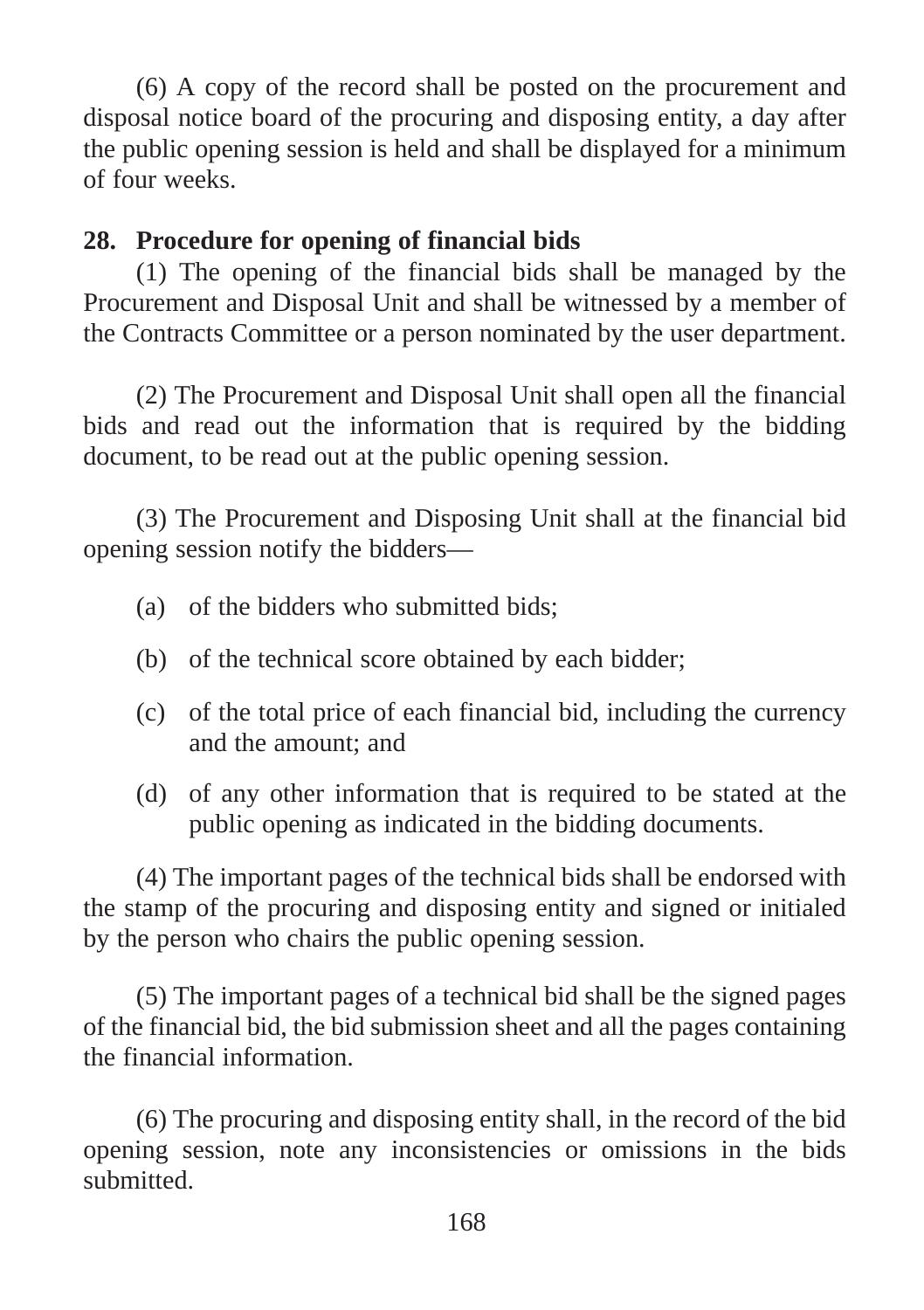(6) A copy of the record shall be posted on the procurement and disposal notice board of the procuring and disposing entity, a day after the public opening session is held and shall be displayed for a minimum of four weeks.

**28. Procedure for opening of financial bids**

(1) The opening of the financial bids shall be managed by the Procurement and Disposal Unit and shall be witnessed by a member of the Contracts Committee or a person nominated by the user department.

(2) The Procurement and Disposal Unit shall open all the financial bids and read out the information that is required by the bidding document, to be read out at the public opening session.

(3) The Procurement and Disposing Unit shall at the financial bid opening session notify the bidders—

- (a) of the bidders who submitted bids;
- (b) of the technical score obtained by each bidder;
- (c) of the total price of each financial bid, including the currency and the amount; and
- (d) of any other information that is required to be stated at the public opening as indicated in the bidding documents.

(4) The important pages of the technical bids shall be endorsed with the stamp of the procuring and disposing entity and signed or initialed by the person who chairs the public opening session.

(5) The important pages of a technical bid shall be the signed pages of the financial bid, the bid submission sheet and all the pages containing the financial information.

(6) The procuring and disposing entity shall, in the record of the bid opening session, note any inconsistencies or omissions in the bids submitted.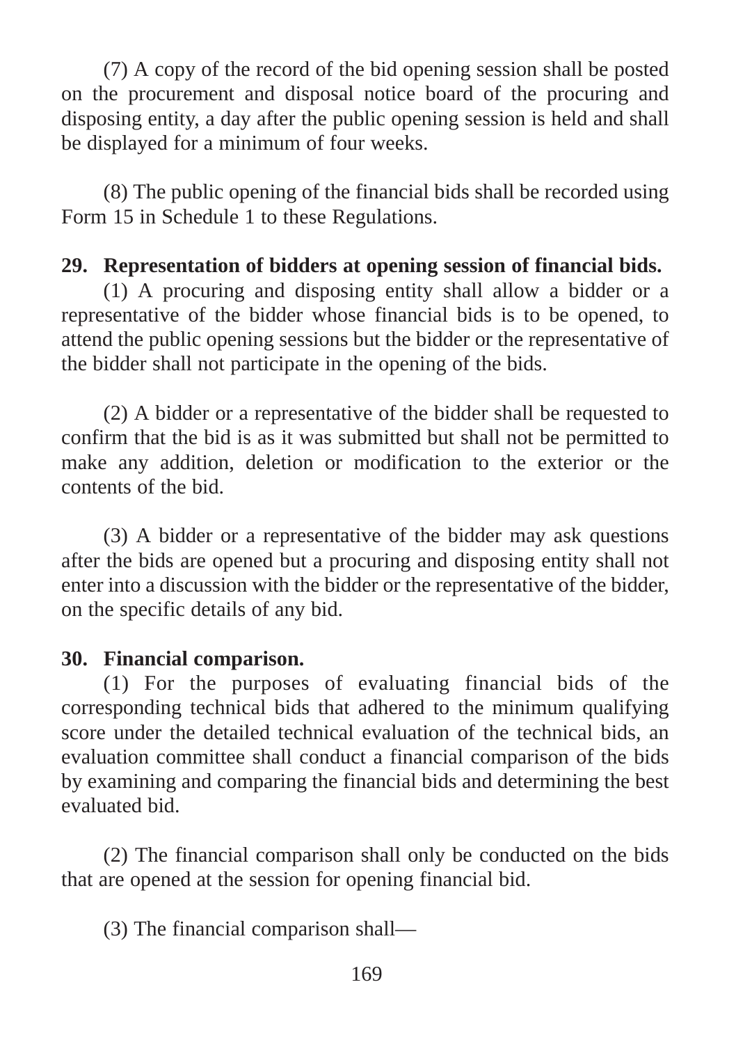(7) A copy of the record of the bid opening session shall be posted on the procurement and disposal notice board of the procuring and disposing entity, a day after the public opening session is held and shall be displayed for a minimum of four weeks.

(8) The public opening of the financial bids shall be recorded using Form 15 in Schedule 1 to these Regulations.

**29. Representation of bidders at opening session of financial bids.**

(1) A procuring and disposing entity shall allow a bidder or a representative of the bidder whose financial bids is to be opened, to attend the public opening sessions but the bidder or the representative of the bidder shall not participate in the opening of the bids.

(2) A bidder or a representative of the bidder shall be requested to confirm that the bid is as it was submitted but shall not be permitted to make any addition, deletion or modification to the exterior or the contents of the bid.

(3) A bidder or a representative of the bidder may ask questions after the bids are opened but a procuring and disposing entity shall not enter into a discussion with the bidder or the representative of the bidder, on the specific details of any bid.

**30. Financial comparison.**

(1) For the purposes of evaluating financial bids of the corresponding technical bids that adhered to the minimum qualifying score under the detailed technical evaluation of the technical bids, an evaluation committee shall conduct a financial comparison of the bids by examining and comparing the financial bids and determining the best evaluated bid.

(2) The financial comparison shall only be conducted on the bids that are opened at the session for opening financial bid.

(3) The financial comparison shall—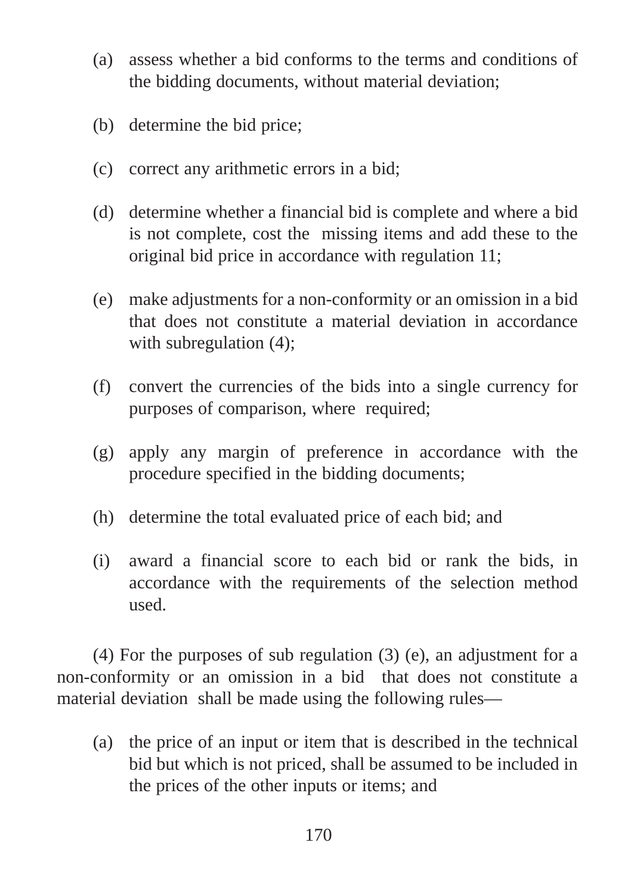(a) assess whether a bid conforms to the terms and conditions of the bidding documents, without material deviation;

(b) determine the bid price;

(c) correct any arithmetic errors in a bid;

(d) determine whether a financial bid is complete and where a bid is not complete, cost the missing items and add these to the original bid price in accordance with regulation 11;

(e) make adjustments for a non-conformity or an omission in a bid that does not constitute a material deviation in accordance with subregulation (4);

(f) convert the currencies of the bids into a single currency for purposes of comparison, where required;

(g) apply any margin of preference in accordance with the procedure specified in the bidding documents;

(h) determine the total evaluated price of each bid; and

(i) award a financial score to each bid or rank the bids, in accordance with the requirements of the selection method used.

(4) For the purposes of sub regulation (3) (e), an adjustment for a non-conformity or an omission in a bid that does not constitute a material deviation shall be made using the following rules—

(a) the price of an input or item that is described in the technical bid but which is not priced, shall be assumed to be included in the prices of the other inputs or items; and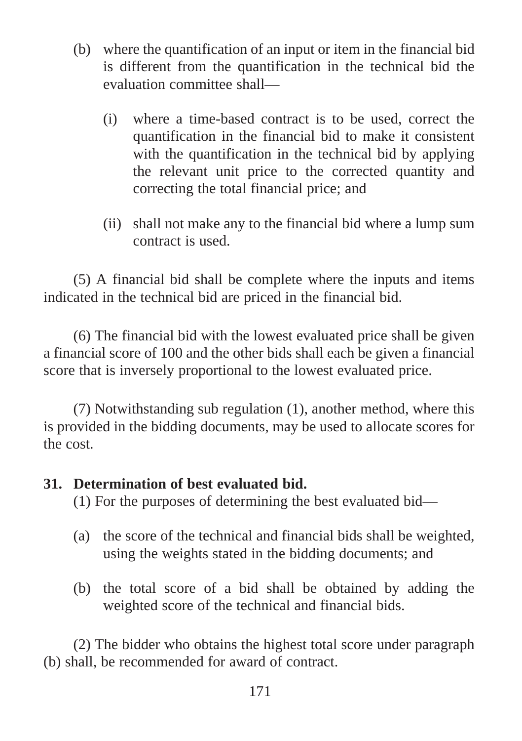(b) where the quantification of an input or item in the financial bid is different from the quantification in the technical bid the evaluation committee shall—

  (i) where a time-based contract is to be used, correct the quantification in the financial bid to make it consistent with the quantification in the technical bid by applying the relevant unit price to the corrected quantity and correcting the total financial price; and

  (ii) shall not make any to the financial bid where a lump sum contract is used.

(5) A financial bid shall be complete where the inputs and items indicated in the technical bid are priced in the financial bid.

(6) The financial bid with the lowest evaluated price shall be given a financial score of 100 and the other bids shall each be given a financial score that is inversely proportional to the lowest evaluated price.

(7) Notwithstanding sub regulation (1), another method, where this is provided in the bidding documents, may be used to allocate scores for the cost.

**31. Determination of best evaluated bid.**

(1) For the purposes of determining the best evaluated bid—

(a) the score of the technical and financial bids shall be weighted, using the weights stated in the bidding documents; and

(b) the total score of a bid shall be obtained by adding the weighted score of the technical and financial bids.

(2) The bidder who obtains the highest total score under paragraph (b) shall, be recommended for award of contract.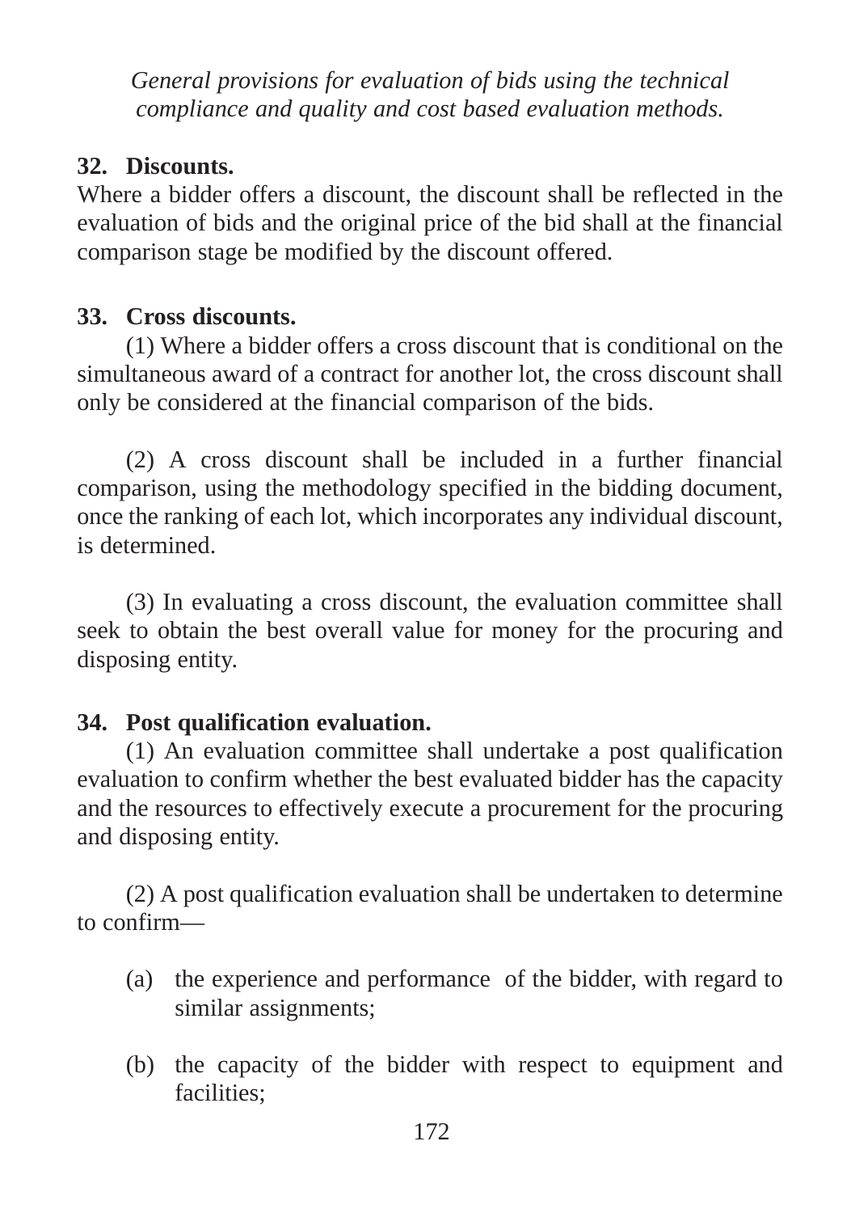*General provisions for evaluation of bids using the technical compliance and quality and cost based evaluation methods.*

**32. Discounts.**

Where a bidder offers a discount, the discount shall be reflected in the evaluation of bids and the original price of the bid shall at the financial comparison stage be modified by the discount offered.

**33. Cross discounts.**

(1) Where a bidder offers a cross discount that is conditional on the simultaneous award of a contract for another lot, the cross discount shall only be considered at the financial comparison of the bids.

(2) A cross discount shall be included in a further financial comparison, using the methodology specified in the bidding document, once the ranking of each lot, which incorporates any individual discount, is determined.

(3) In evaluating a cross discount, the evaluation committee shall seek to obtain the best overall value for money for the procuring and disposing entity.

**34. Post qualification evaluation.**

(1) An evaluation committee shall undertake a post qualification evaluation to confirm whether the best evaluated bidder has the capacity and the resources to effectively execute a procurement for the procuring and disposing entity.

(2) A post qualification evaluation shall be undertaken to determine to confirm—

(a) the experience and performance of the bidder, with regard to similar assignments;

(b) the capacity of the bidder with respect to equipment and facilities;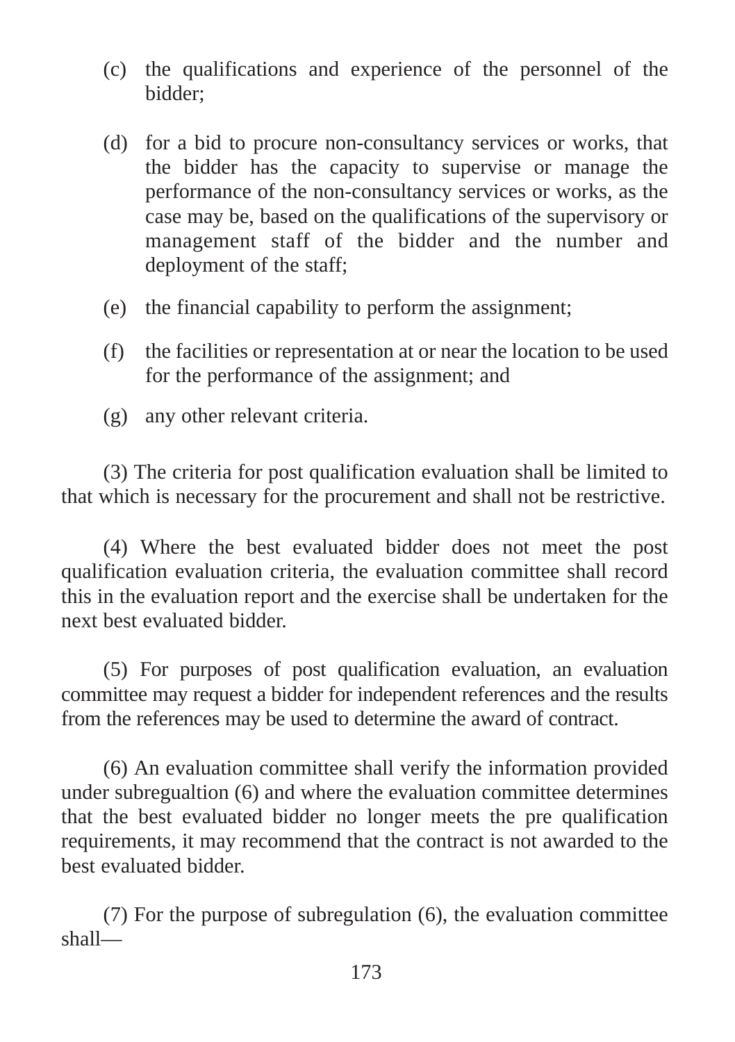(c) the qualifications and experience of the personnel of the bidder;

(d) for a bid to procure non-consultancy services or works, that the bidder has the capacity to supervise or manage the performance of the non-consultancy services or works, as the case may be, based on the qualifications of the supervisory or management staff of the bidder and the number and deployment of the staff;

(e) the financial capability to perform the assignment;

(f) the facilities or representation at or near the location to be used for the performance of the assignment; and

(g) any other relevant criteria.

(3) The criteria for post qualification evaluation shall be limited to that which is necessary for the procurement and shall not be restrictive.

(4) Where the best evaluated bidder does not meet the post qualification evaluation criteria, the evaluation committee shall record this in the evaluation report and the exercise shall be undertaken for the next best evaluated bidder.

(5) For purposes of post qualification evaluation, an evaluation committee may request a bidder for independent references and the results from the references may be used to determine the award of contract.

(6) An evaluation committee shall verify the information provided under subregualtion (6) and where the evaluation committee determines that the best evaluated bidder no longer meets the pre qualification requirements, it may recommend that the contract is not awarded to the best evaluated bidder.

(7) For the purpose of subregulation (6), the evaluation committee shall—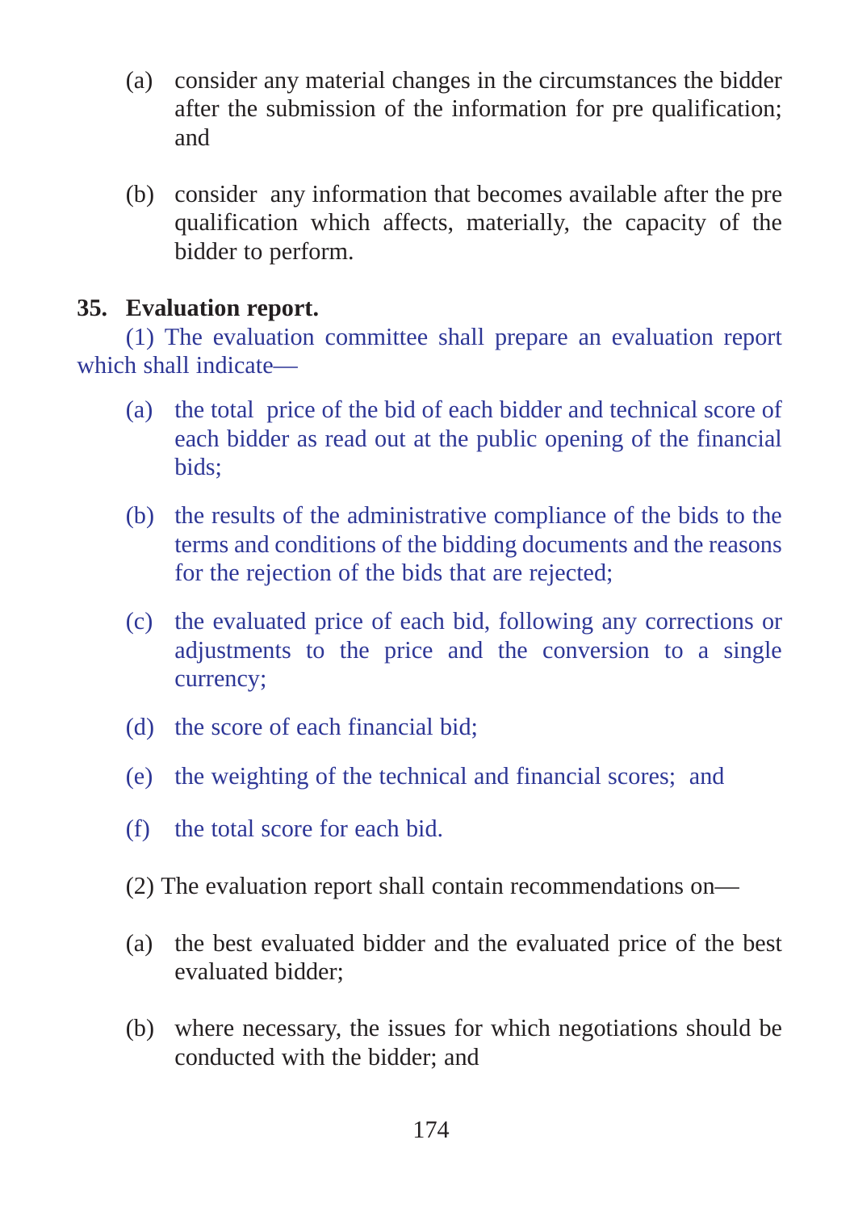(a) consider any material changes in the circumstances the bidder after the submission of the information for pre qualification; and

(b) consider any information that becomes available after the pre qualification which affects, materially, the capacity of the bidder to perform.

**35. Evaluation report.**

(1) The evaluation committee shall prepare an evaluation report which shall indicate—

(a) the total price of the bid of each bidder and technical score of each bidder as read out at the public opening of the financial bids;

(b) the results of the administrative compliance of the bids to the terms and conditions of the bidding documents and the reasons for the rejection of the bids that are rejected;

(c) the evaluated price of each bid, following any corrections or adjustments to the price and the conversion to a single currency;

(d) the score of each financial bid;

(e) the weighting of the technical and financial scores; and

(f) the total score for each bid.

(2) The evaluation report shall contain recommendations on—

(a) the best evaluated bidder and the evaluated price of the best evaluated bidder;

(b) where necessary, the issues for which negotiations should be conducted with the bidder; and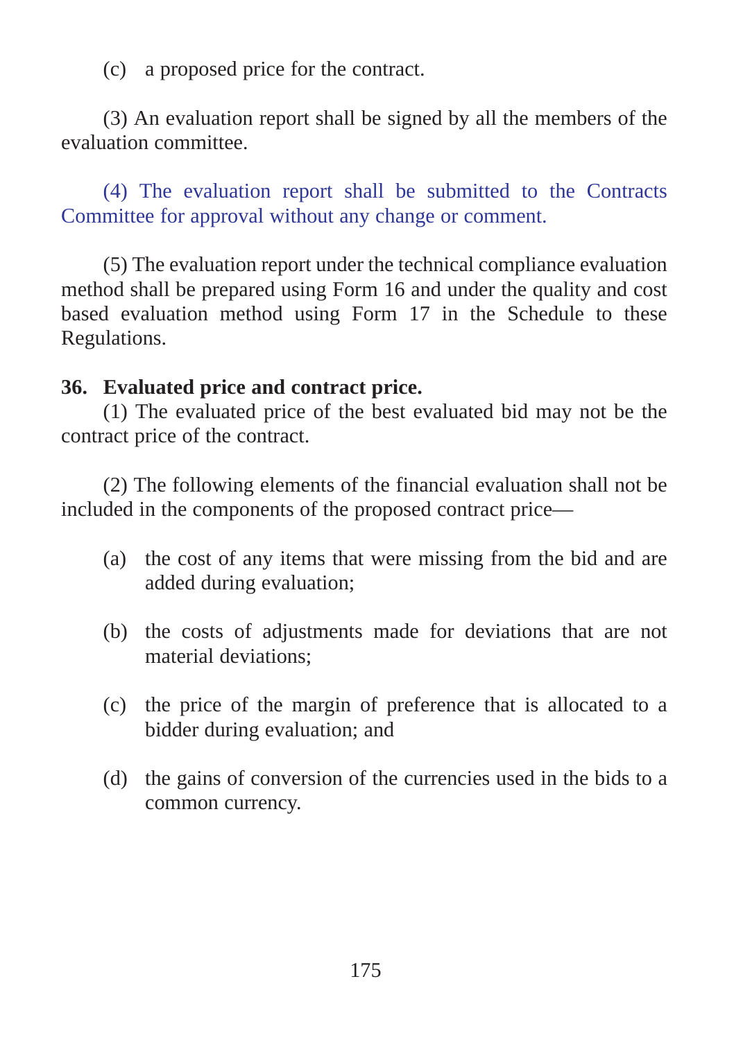(c) a proposed price for the contract.

(3) An evaluation report shall be signed by all the members of the evaluation committee.

(4) The evaluation report shall be submitted to the Contracts Committee for approval without any change or comment.

(5) The evaluation report under the technical compliance evaluation method shall be prepared using Form 16 and under the quality and cost based evaluation method using Form 17 in the Schedule to these Regulations.

**36. Evaluated price and contract price.**

(1) The evaluated price of the best evaluated bid may not be the contract price of the contract.

(2) The following elements of the financial evaluation shall not be included in the components of the proposed contract price—

(a) the cost of any items that were missing from the bid and are added during evaluation;

(b) the costs of adjustments made for deviations that are not material deviations;

(c) the price of the margin of preference that is allocated to a bidder during evaluation; and

(d) the gains of conversion of the currencies used in the bids to a common currency.